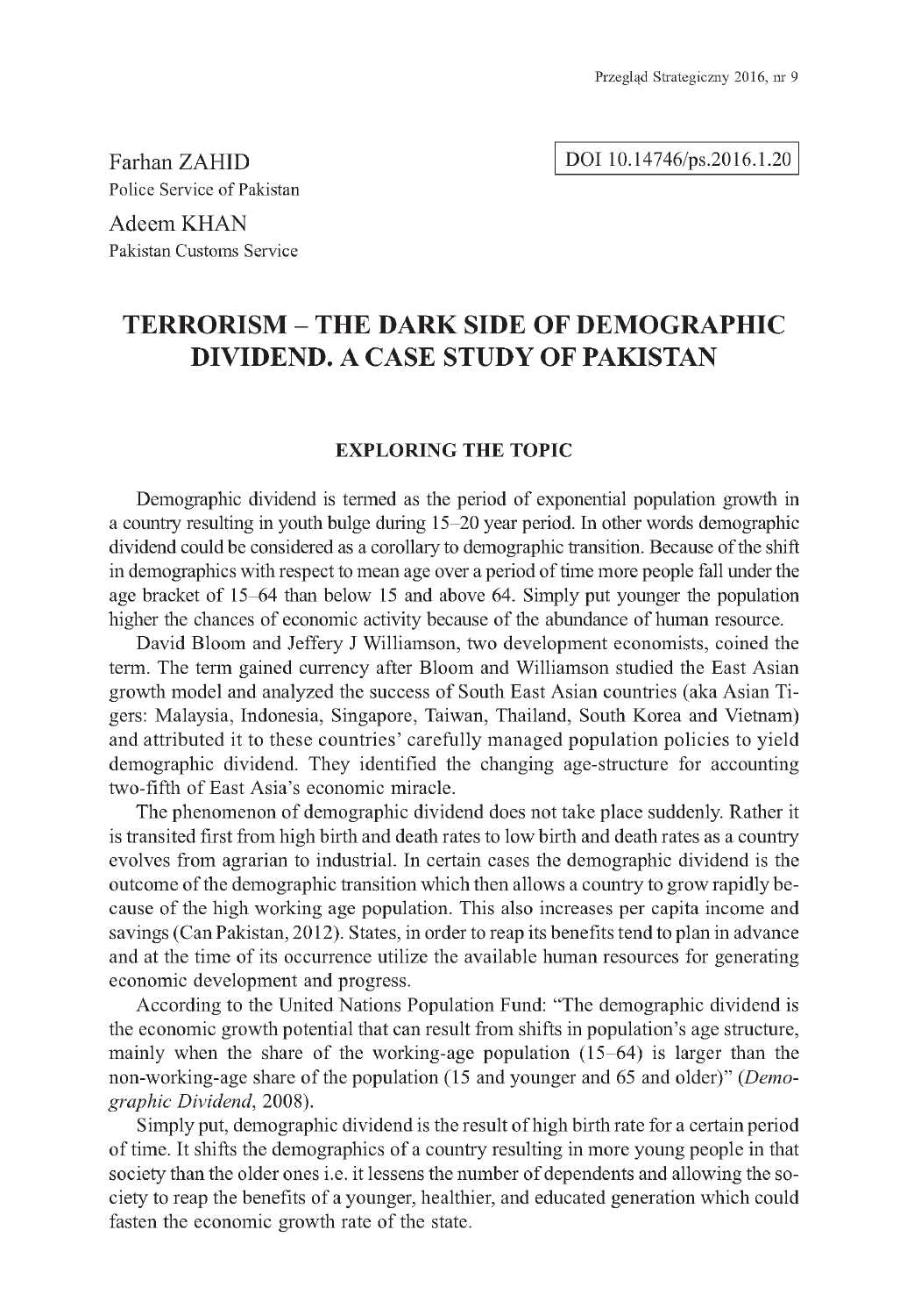Farhan ZAHID
Police Service of Pakistan

Adeem KHAN
Pakistan Customs Service

DOI 10.14746/ps.2016.1.20

# TERRORISM – THE DARK SIDE OF DEMOGRAPHIC DIVIDEND. A CASE STUDY OF PAKISTAN

## EXPLORING THE TOPIC

Demographic dividend is termed as the period of exponential population growth in a country resulting in youth bulge during 15–20 year period. In other words demographic dividend could be considered as a corollary to demographic transition. Because of the shift in demographics with respect to mean age over a period of time more people fall under the age bracket of 15–64 than below 15 and above 64. Simply put younger the population higher the chances of economic activity because of the abundance of human resource.

David Bloom and Jeffery J Williamson, two development economists, coined the term. The term gained currency after Bloom and Williamson studied the East Asian growth model and analyzed the success of South East Asian countries (aka Asian Tigers: Malaysia, Indonesia, Singapore, Taiwan, Thailand, South Korea and Vietnam) and attributed it to these countries' carefully managed population policies to yield demographic dividend. They identified the changing age-structure for accounting two-fifth of East Asia's economic miracle.

The phenomenon of demographic dividend does not take place suddenly. Rather it is transited first from high birth and death rates to low birth and death rates as a country evolves from agrarian to industrial. In certain cases the demographic dividend is the outcome of the demographic transition which then allows a country to grow rapidly because of the high working age population. This also increases per capita income and savings (Can Pakistan, 2012). States, in order to reap its benefits tend to plan in advance and at the time of its occurrence utilize the available human resources for generating economic development and progress.

According to the United Nations Population Fund: "The demographic dividend is the economic growth potential that can result from shifts in population's age structure, mainly when the share of the working-age population (15–64) is larger than the non-working-age share of the population (15 and younger and 65 and older)" (*Demographic Dividend*, 2008).

Simply put, demographic dividend is the result of high birth rate for a certain period of time. It shifts the demographics of a country resulting in more young people in that society than the older ones i.e. it lessens the number of dependents and allowing the society to reap the benefits of a younger, healthier, and educated generation which could fasten the economic growth rate of the state.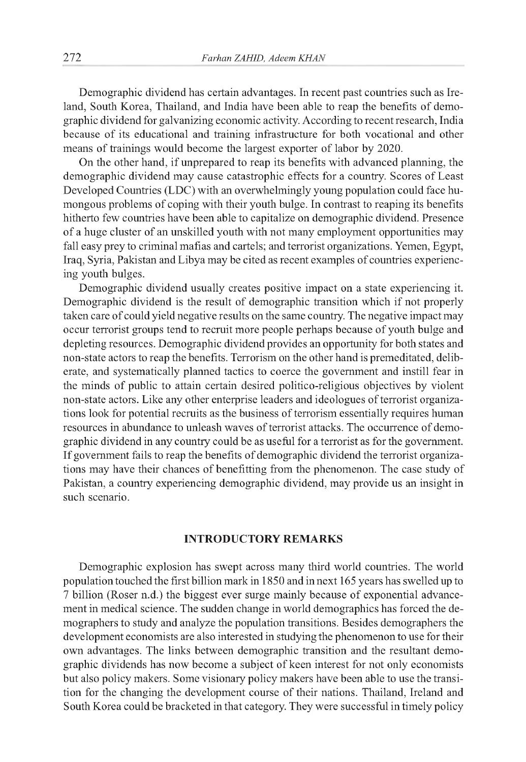Demographic dividend has certain advantages. In recent past countries such as Ireland, South Korea, Thailand, and India have been able to reap the benefits of demographic dividend for galvanizing economic activity. According to recent research, India because of its educational and training infrastructure for both vocational and other means of trainings would become the largest exporter of labor by 2020.

On the other hand, if unprepared to reap its benefits with advanced planning, the demographic dividend may cause catastrophic effects for a country. Scores of Least Developed Countries (LDC) with an overwhelmingly young population could face humongous problems of coping with their youth bulge. In contrast to reaping its benefits hitherto few countries have been able to capitalize on demographic dividend. Presence of a huge cluster of an unskilled youth with not many employment opportunities may fall easy prey to criminal mafias and cartels; and terrorist organizations. Yemen, Egypt, Iraq, Syria, Pakistan and Libya may be cited as recent examples of countries experiencing youth bulges.

Demographic dividend usually creates positive impact on a state experiencing it. Demographic dividend is the result of demographic transition which if not properly taken care of could yield negative results on the same country. The negative impact may occur terrorist groups tend to recruit more people perhaps because of youth bulge and depleting resources. Demographic dividend provides an opportunity for both states and non-state actors to reap the benefits. Terrorism on the other hand is premeditated, deliberate, and systematically planned tactics to coerce the government and instill fear in the minds of public to attain certain desired politico-religious objectives by violent non-state actors. Like any other enterprise leaders and ideologues of terrorist organizations look for potential recruits as the business of terrorism essentially requires human resources in abundance to unleash waves of terrorist attacks. The occurrence of demographic dividend in any country could be as useful for a terrorist as for the government. If government fails to reap the benefits of demographic dividend the terrorist organizations may have their chances of benefitting from the phenomenon. The case study of Pakistan, a country experiencing demographic dividend, may provide us an insight in such scenario.

## INTRODUCTORY REMARKS

Demographic explosion has swept across many third world countries. The world population touched the first billion mark in 1850 and in next 165 years has swelled up to 7 billion (Roser n.d.) the biggest ever surge mainly because of exponential advancement in medical science. The sudden change in world demographics has forced the demographers to study and analyze the population transitions. Besides demographers the development economists are also interested in studying the phenomenon to use for their own advantages. The links between demographic transition and the resultant demographic dividends has now become a subject of keen interest for not only economists but also policy makers. Some visionary policy makers have been able to use the transition for the changing the development course of their nations. Thailand, Ireland and South Korea could be bracketed in that category. They were successful in timely policy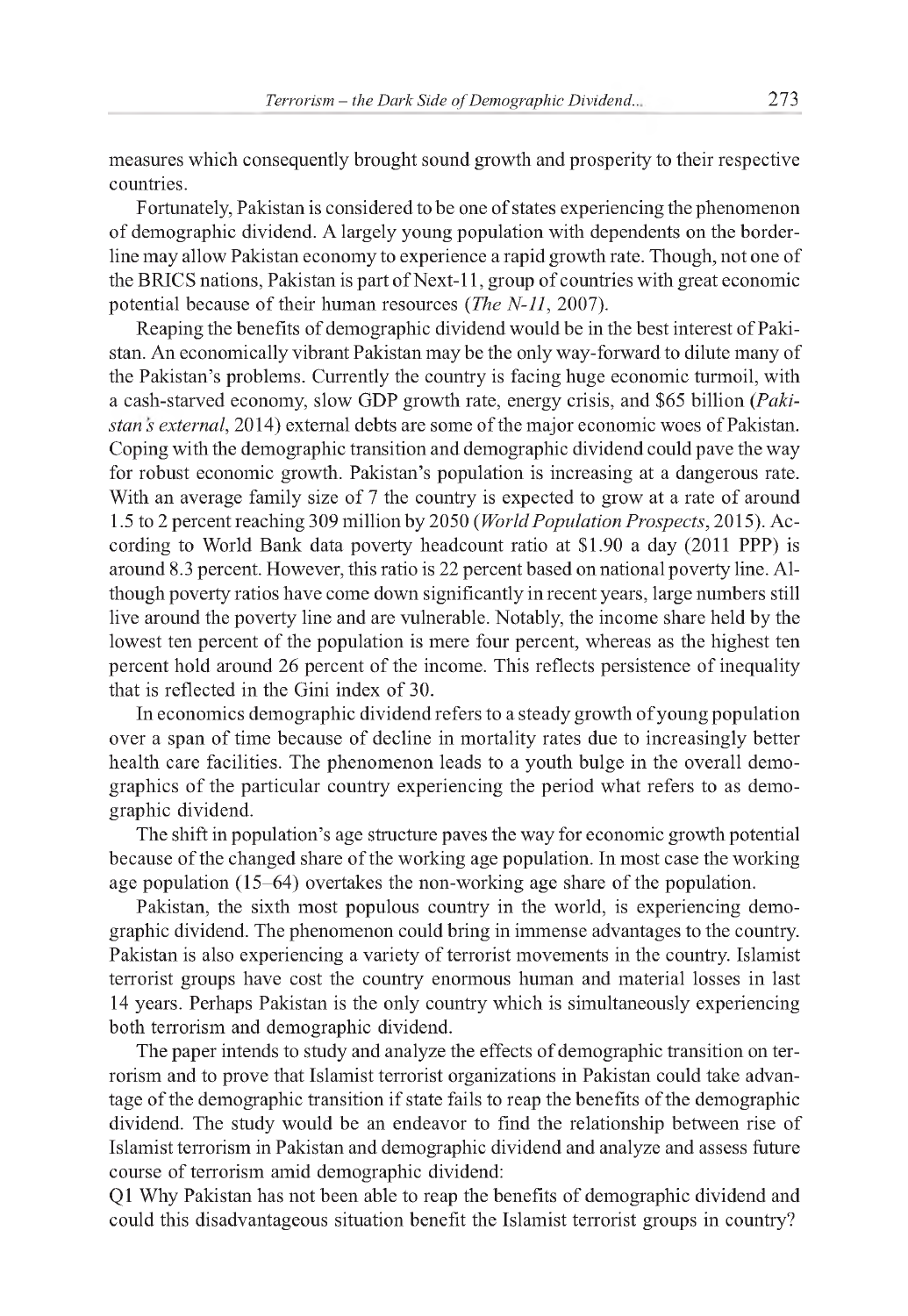measures which consequently brought sound growth and prosperity to their respective countries.

Fortunately, Pakistan is considered to be one of states experiencing the phenomenon of demographic dividend. A largely young population with dependents on the borderline may allow Pakistan economy to experience a rapid growth rate. Though, not one of the BRICS nations, Pakistan is part of Next-11, group of countries with great economic potential because of their human resources (*The N-11*, 2007).

Reaping the benefits of demographic dividend would be in the best interest of Pakistan. An economically vibrant Pakistan may be the only way-forward to dilute many of the Pakistan's problems. Currently the country is facing huge economic turmoil, with a cash-starved economy, slow GDP growth rate, energy crisis, and $65 billion (*Pakistan's external*, 2014) external debts are some of the major economic woes of Pakistan. Coping with the demographic transition and demographic dividend could pave the way for robust economic growth. Pakistan's population is increasing at a dangerous rate. With an average family size of 7 the country is expected to grow at a rate of around 1.5 to 2 percent reaching 309 million by 2050 (*World Population Prospects*, 2015). According to World Bank data poverty headcount ratio at $1.90 a day (2011 PPP) is around 8.3 percent. However, this ratio is 22 percent based on national poverty line. Although poverty ratios have come down significantly in recent years, large numbers still live around the poverty line and are vulnerable. Notably, the income share held by the lowest ten percent of the population is mere four percent, whereas as the highest ten percent hold around 26 percent of the income. This reflects persistence of inequality that is reflected in the Gini index of 30.

In economics demographic dividend refers to a steady growth of young population over a span of time because of decline in mortality rates due to increasingly better health care facilities. The phenomenon leads to a youth bulge in the overall demographics of the particular country experiencing the period what refers to as demographic dividend.

The shift in population's age structure paves the way for economic growth potential because of the changed share of the working age population. In most case the working age population (15–64) overtakes the non-working age share of the population.

Pakistan, the sixth most populous country in the world, is experiencing demographic dividend. The phenomenon could bring in immense advantages to the country. Pakistan is also experiencing a variety of terrorist movements in the country. Islamist terrorist groups have cost the country enormous human and material losses in last 14 years. Perhaps Pakistan is the only country which is simultaneously experiencing both terrorism and demographic dividend.

The paper intends to study and analyze the effects of demographic transition on terrorism and to prove that Islamist terrorist organizations in Pakistan could take advantage of the demographic transition if state fails to reap the benefits of the demographic dividend. The study would be an endeavor to find the relationship between rise of Islamist terrorism in Pakistan and demographic dividend and analyze and assess future course of terrorism amid demographic dividend:

Q1 Why Pakistan has not been able to reap the benefits of demographic dividend and could this disadvantageous situation benefit the Islamist terrorist groups in country?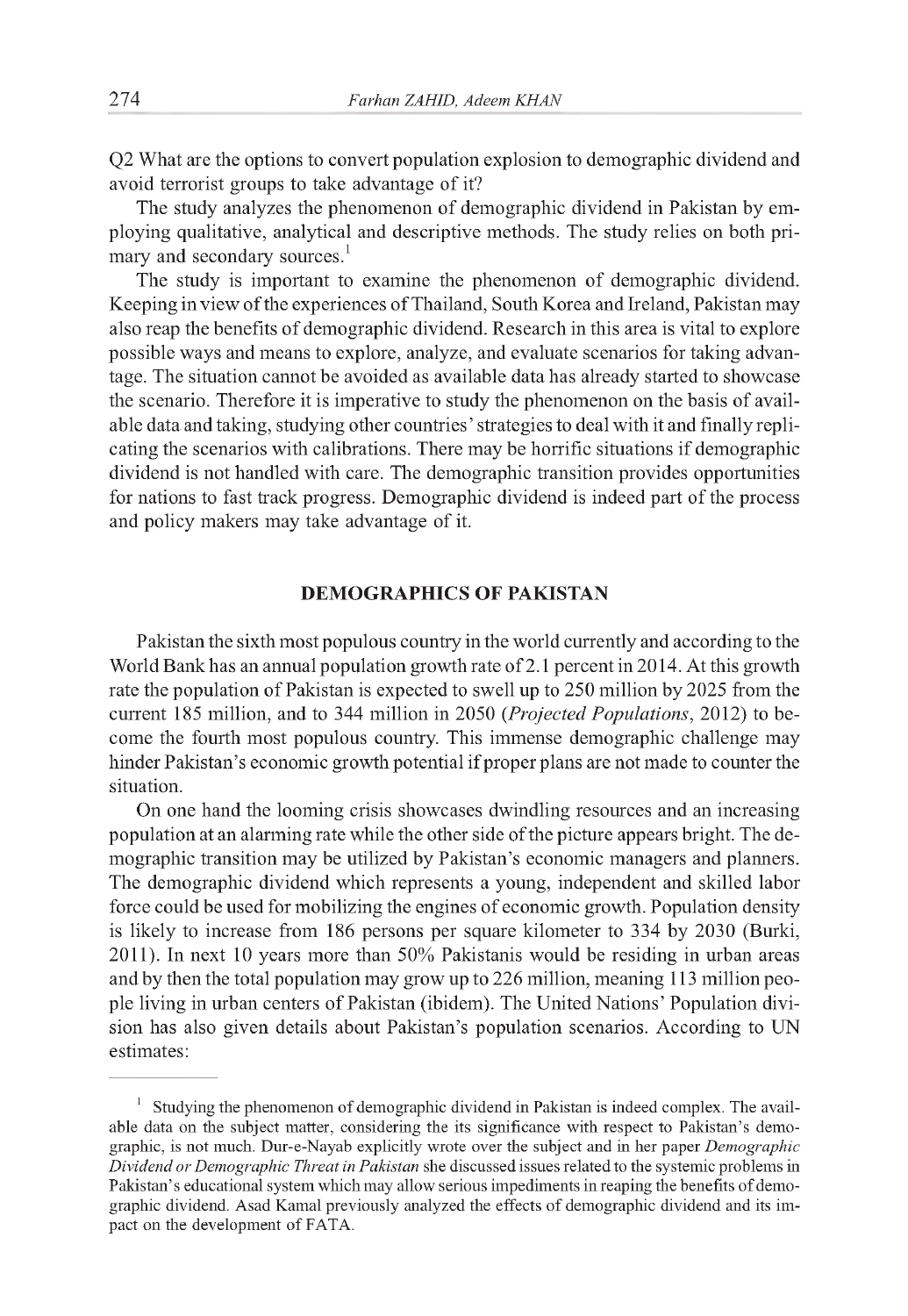Q2 What are the options to convert population explosion to demographic dividend and avoid terrorist groups to take advantage of it?

The study analyzes the phenomenon of demographic dividend in Pakistan by employing qualitative, analytical and descriptive methods. The study relies on both primary and secondary sources.[1]

The study is important to examine the phenomenon of demographic dividend. Keeping in view of the experiences of Thailand, South Korea and Ireland, Pakistan may also reap the benefits of demographic dividend. Research in this area is vital to explore possible ways and means to explore, analyze, and evaluate scenarios for taking advantage. The situation cannot be avoided as available data has already started to showcase the scenario. Therefore it is imperative to study the phenomenon on the basis of available data and taking, studying other countries' strategies to deal with it and finally replicating the scenarios with calibrations. There may be horrific situations if demographic dividend is not handled with care. The demographic transition provides opportunities for nations to fast track progress. Demographic dividend is indeed part of the process and policy makers may take advantage of it.

## DEMOGRAPHICS OF PAKISTAN

Pakistan the sixth most populous country in the world currently and according to the World Bank has an annual population growth rate of 2.1 percent in 2014. At this growth rate the population of Pakistan is expected to swell up to 250 million by 2025 from the current 185 million, and to 344 million in 2050 (*Projected Populations*, 2012) to become the fourth most populous country. This immense demographic challenge may hinder Pakistan's economic growth potential if proper plans are not made to counter the situation.

On one hand the looming crisis showcases dwindling resources and an increasing population at an alarming rate while the other side of the picture appears bright. The demographic transition may be utilized by Pakistan's economic managers and planners. The demographic dividend which represents a young, independent and skilled labor force could be used for mobilizing the engines of economic growth. Population density is likely to increase from 186 persons per square kilometer to 334 by 2030 (Burki, 2011). In next 10 years more than 50% Pakistanis would be residing in urban areas and by then the total population may grow up to 226 million, meaning 113 million people living in urban centers of Pakistan (ibidem). The United Nations' Population division has also given details about Pakistan's population scenarios. According to UN estimates:

---

[1] Studying the phenomenon of demographic dividend in Pakistan is indeed complex. The available data on the subject matter, considering the its significance with respect to Pakistan's demographic, is not much. Dur-e-Nayab explicitly wrote over the subject and in her paper *Demographic Dividend or Demographic Threat in Pakistan* she discussed issues related to the systemic problems in Pakistan's educational system which may allow serious impediments in reaping the benefits of demographic dividend. Asad Kamal previously analyzed the effects of demographic dividend and its impact on the development of FATA.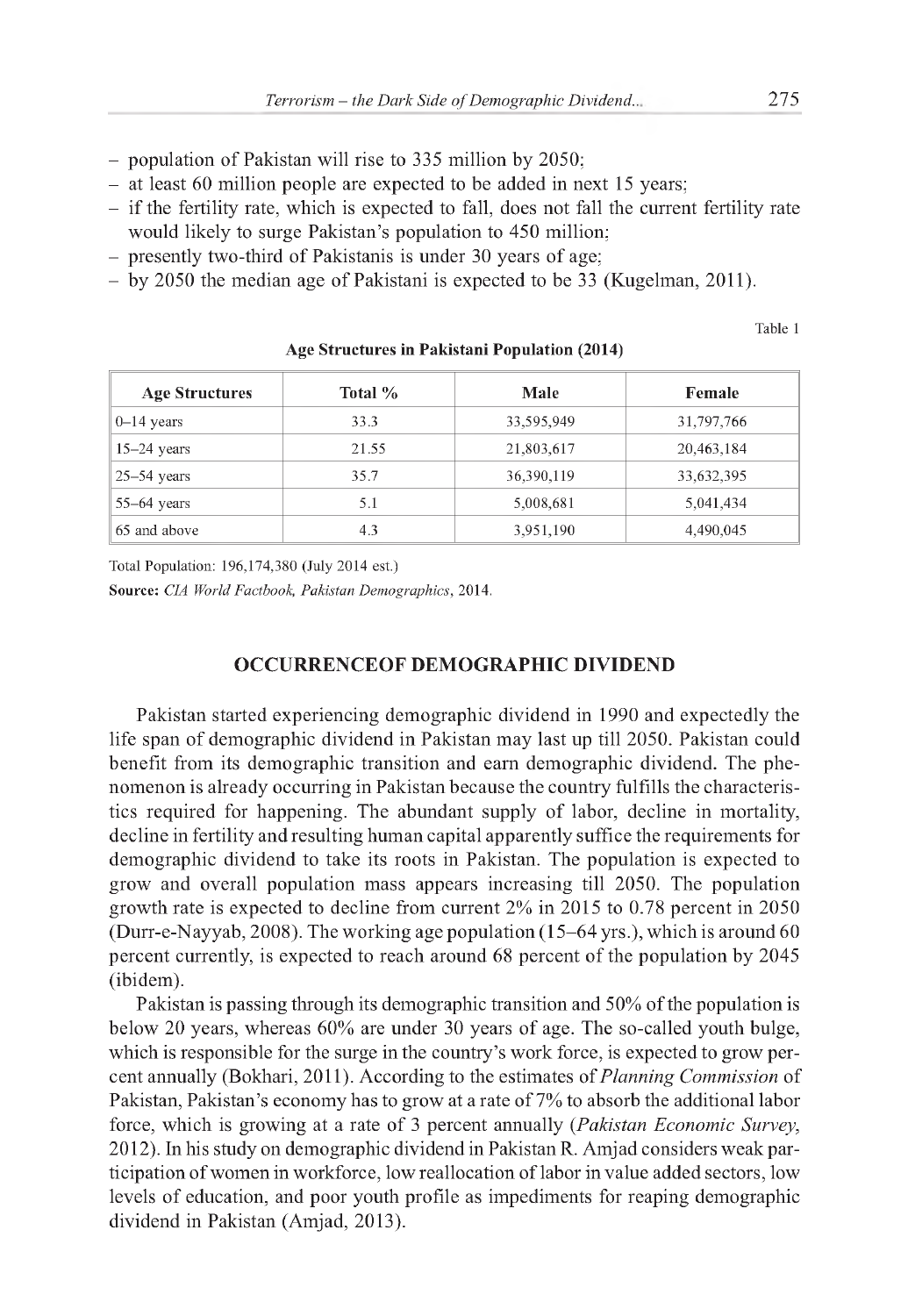- population of Pakistan will rise to 335 million by 2050;
- at least 60 million people are expected to be added in next 15 years;
- if the fertility rate, which is expected to fall, does not fall the current fertility rate would likely to surge Pakistan's population to 450 million;
- presently two-third of Pakistanis is under 30 years of age;
- by 2050 the median age of Pakistani is expected to be 33 (Kugelman, 2011).

Table 1

**Age Structures in Pakistani Population (2014)**

| Age Structures | Total % | Male | Female |
|---|---|---|---|
| 0–14 years | 33.3 | 33,595,949 | 31,797,766 |
| 15–24 years | 21.55 | 21,803,617 | 20,463,184 |
| 25–54 years | 35.7 | 36,390,119 | 33,632,395 |
| 55–64 years | 5.1 | 5,008,681 | 5,041,434 |
| 65 and above | 4.3 | 3,951,190 | 4,490,045 |

Total Population: 196,174,380 (July 2014 est.)

**Source:** *CIA World Factbook, Pakistan Demographics*, 2014.

## OCCURRENCEOF DEMOGRAPHIC DIVIDEND

Pakistan started experiencing demographic dividend in 1990 and expectedly the life span of demographic dividend in Pakistan may last up till 2050. Pakistan could benefit from its demographic transition and earn demographic dividend. The phenomenon is already occurring in Pakistan because the country fulfills the characteristics required for happening. The abundant supply of labor, decline in mortality, decline in fertility and resulting human capital apparently suffice the requirements for demographic dividend to take its roots in Pakistan. The population is expected to grow and overall population mass appears increasing till 2050. The population growth rate is expected to decline from current 2% in 2015 to 0.78 percent in 2050 (Durr-e-Nayyab, 2008). The working age population (15–64 yrs.), which is around 60 percent currently, is expected to reach around 68 percent of the population by 2045 (ibidem).

Pakistan is passing through its demographic transition and 50% of the population is below 20 years, whereas 60% are under 30 years of age. The so-called youth bulge, which is responsible for the surge in the country's work force, is expected to grow percent annually (Bokhari, 2011). According to the estimates of *Planning Commission* of Pakistan, Pakistan's economy has to grow at a rate of 7% to absorb the additional labor force, which is growing at a rate of 3 percent annually (*Pakistan Economic Survey*, 2012). In his study on demographic dividend in Pakistan R. Amjad considers weak participation of women in workforce, low reallocation of labor in value added sectors, low levels of education, and poor youth profile as impediments for reaping demographic dividend in Pakistan (Amjad, 2013).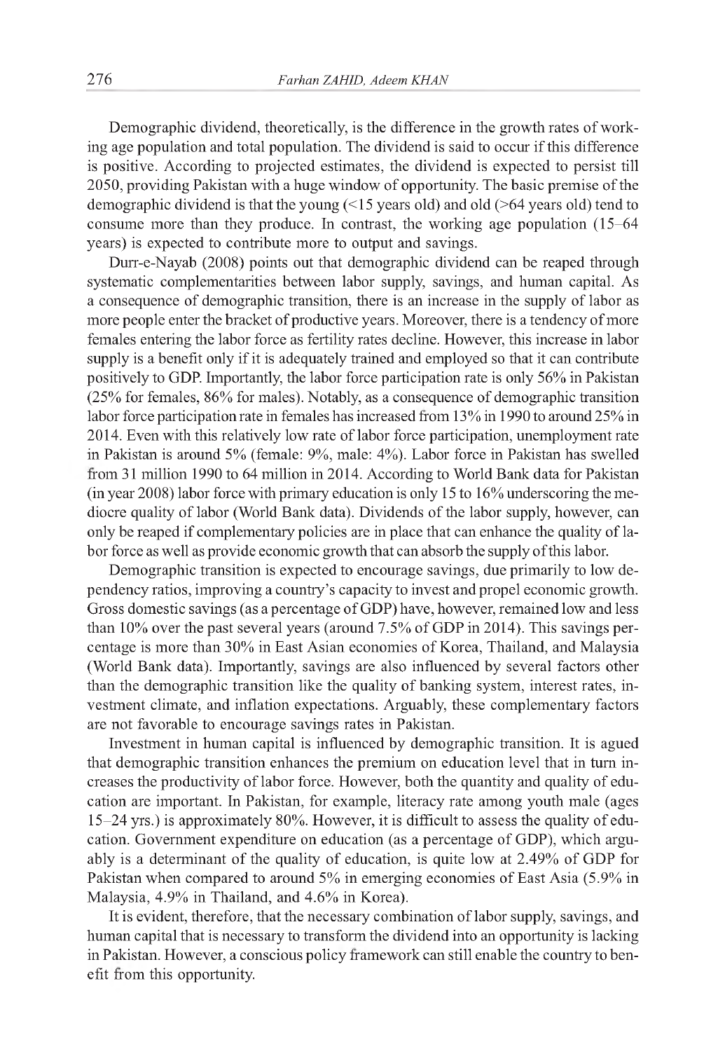Demographic dividend, theoretically, is the difference in the growth rates of working age population and total population. The dividend is said to occur if this difference is positive. According to projected estimates, the dividend is expected to persist till 2050, providing Pakistan with a huge window of opportunity. The basic premise of the demographic dividend is that the young (<15 years old) and old (>64 years old) tend to consume more than they produce. In contrast, the working age population (15–64 years) is expected to contribute more to output and savings.

Durr-e-Nayab (2008) points out that demographic dividend can be reaped through systematic complementarities between labor supply, savings, and human capital. As a consequence of demographic transition, there is an increase in the supply of labor as more people enter the bracket of productive years. Moreover, there is a tendency of more females entering the labor force as fertility rates decline. However, this increase in labor supply is a benefit only if it is adequately trained and employed so that it can contribute positively to GDP. Importantly, the labor force participation rate is only 56% in Pakistan (25% for females, 86% for males). Notably, as a consequence of demographic transition labor force participation rate in females has increased from 13% in 1990 to around 25% in 2014. Even with this relatively low rate of labor force participation, unemployment rate in Pakistan is around 5% (female: 9%, male: 4%). Labor force in Pakistan has swelled from 31 million 1990 to 64 million in 2014. According to World Bank data for Pakistan (in year 2008) labor force with primary education is only 15 to 16% underscoring the mediocre quality of labor (World Bank data). Dividends of the labor supply, however, can only be reaped if complementary policies are in place that can enhance the quality of labor force as well as provide economic growth that can absorb the supply of this labor.

Demographic transition is expected to encourage savings, due primarily to low dependency ratios, improving a country's capacity to invest and propel economic growth. Gross domestic savings (as a percentage of GDP) have, however, remained low and less than 10% over the past several years (around 7.5% of GDP in 2014). This savings percentage is more than 30% in East Asian economies of Korea, Thailand, and Malaysia (World Bank data). Importantly, savings are also influenced by several factors other than the demographic transition like the quality of banking system, interest rates, investment climate, and inflation expectations. Arguably, these complementary factors are not favorable to encourage savings rates in Pakistan.

Investment in human capital is influenced by demographic transition. It is agued that demographic transition enhances the premium on education level that in turn increases the productivity of labor force. However, both the quantity and quality of education are important. In Pakistan, for example, literacy rate among youth male (ages 15–24 yrs.) is approximately 80%. However, it is difficult to assess the quality of education. Government expenditure on education (as a percentage of GDP), which arguably is a determinant of the quality of education, is quite low at 2.49% of GDP for Pakistan when compared to around 5% in emerging economies of East Asia (5.9% in Malaysia, 4.9% in Thailand, and 4.6% in Korea).

It is evident, therefore, that the necessary combination of labor supply, savings, and human capital that is necessary to transform the dividend into an opportunity is lacking in Pakistan. However, a conscious policy framework can still enable the country to benefit from this opportunity.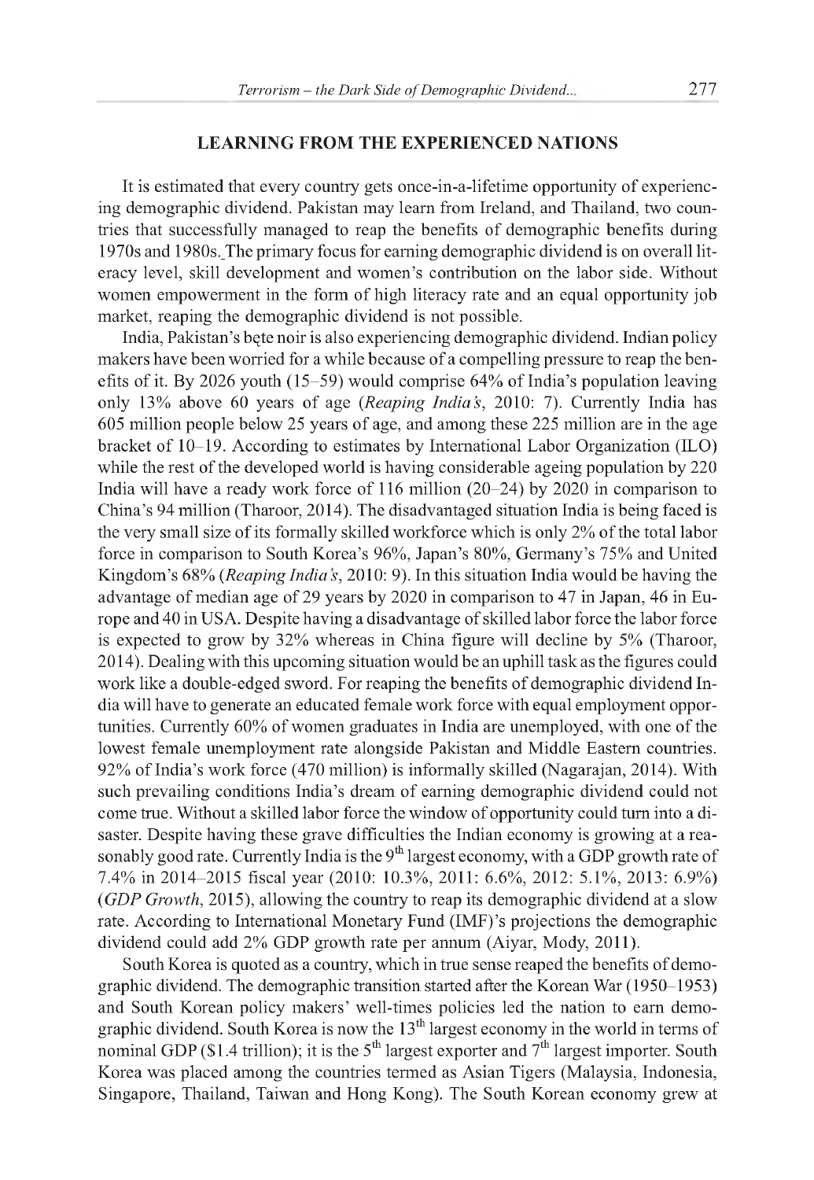## LEARNING FROM THE EXPERIENCED NATIONS

It is estimated that every country gets once-in-a-lifetime opportunity of experiencing demographic dividend. Pakistan may learn from Ireland, and Thailand, two countries that successfully managed to reap the benefits of demographic benefits during 1970s and 1980s. The primary focus for earning demographic dividend is on overall literacy level, skill development and women's contribution on the labor side. Without women empowerment in the form of high literacy rate and an equal opportunity job market, reaping the demographic dividend is not possible.

India, Pakistan's bęte noir is also experiencing demographic dividend. Indian policy makers have been worried for a while because of a compelling pressure to reap the benefits of it. By 2026 youth (15–59) would comprise 64% of India's population leaving only 13% above 60 years of age (*Reaping India's*, 2010: 7). Currently India has 605 million people below 25 years of age, and among these 225 million are in the age bracket of 10–19. According to estimates by International Labor Organization (ILO) while the rest of the developed world is having considerable ageing population by 220 India will have a ready work force of 116 million (20–24) by 2020 in comparison to China's 94 million (Tharoor, 2014). The disadvantaged situation India is being faced is the very small size of its formally skilled workforce which is only 2% of the total labor force in comparison to South Korea's 96%, Japan's 80%, Germany's 75% and United Kingdom's 68% (*Reaping India's*, 2010: 9). In this situation India would be having the advantage of median age of 29 years by 2020 in comparison to 47 in Japan, 46 in Europe and 40 in USA. Despite having a disadvantage of skilled labor force the labor force is expected to grow by 32% whereas in China figure will decline by 5% (Tharoor, 2014). Dealing with this upcoming situation would be an uphill task as the figures could work like a double-edged sword. For reaping the benefits of demographic dividend India will have to generate an educated female work force with equal employment opportunities. Currently 60% of women graduates in India are unemployed, with one of the lowest female unemployment rate alongside Pakistan and Middle Eastern countries. 92% of India's work force (470 million) is informally skilled (Nagarajan, 2014). With such prevailing conditions India's dream of earning demographic dividend could not come true. Without a skilled labor force the window of opportunity could turn into a disaster. Despite having these grave difficulties the Indian economy is growing at a reasonably good rate. Currently India is the 9th largest economy, with a GDP growth rate of 7.4% in 2014–2015 fiscal year (2010: 10.3%, 2011: 6.6%, 2012: 5.1%, 2013: 6.9%) (*GDP Growth*, 2015), allowing the country to reap its demographic dividend at a slow rate. According to International Monetary Fund (IMF)'s projections the demographic dividend could add 2% GDP growth rate per annum (Aiyar, Mody, 2011).

South Korea is quoted as a country, which in true sense reaped the benefits of demographic dividend. The demographic transition started after the Korean War (1950–1953) and South Korean policy makers' well-times policies led the nation to earn demographic dividend. South Korea is now the 13th largest economy in the world in terms of nominal GDP ($1.4 trillion); it is the 5th largest exporter and 7th largest importer. South Korea was placed among the countries termed as Asian Tigers (Malaysia, Indonesia, Singapore, Thailand, Taiwan and Hong Kong). The South Korean economy grew at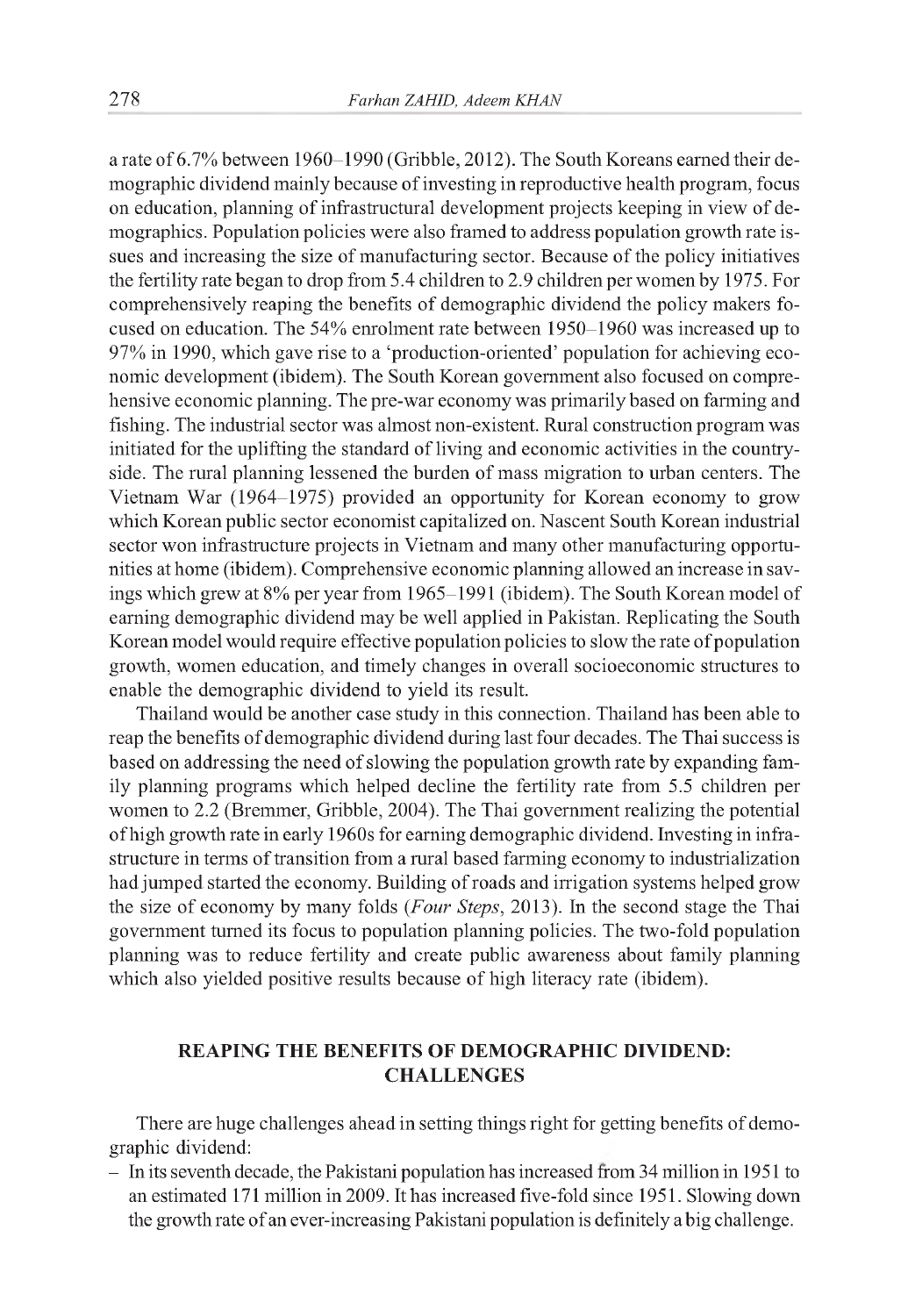a rate of 6.7% between 1960–1990 (Gribble, 2012). The South Koreans earned their demographic dividend mainly because of investing in reproductive health program, focus on education, planning of infrastructural development projects keeping in view of demographics. Population policies were also framed to address population growth rate issues and increasing the size of manufacturing sector. Because of the policy initiatives the fertility rate began to drop from 5.4 children to 2.9 children per women by 1975. For comprehensively reaping the benefits of demographic dividend the policy makers focused on education. The 54% enrolment rate between 1950–1960 was increased up to 97% in 1990, which gave rise to a 'production-oriented' population for achieving economic development (ibidem). The South Korean government also focused on comprehensive economic planning. The pre-war economy was primarily based on farming and fishing. The industrial sector was almost non-existent. Rural construction program was initiated for the uplifting the standard of living and economic activities in the countryside. The rural planning lessened the burden of mass migration to urban centers. The Vietnam War (1964–1975) provided an opportunity for Korean economy to grow which Korean public sector economist capitalized on. Nascent South Korean industrial sector won infrastructure projects in Vietnam and many other manufacturing opportunities at home (ibidem). Comprehensive economic planning allowed an increase in savings which grew at 8% per year from 1965–1991 (ibidem). The South Korean model of earning demographic dividend may be well applied in Pakistan. Replicating the South Korean model would require effective population policies to slow the rate of population growth, women education, and timely changes in overall socioeconomic structures to enable the demographic dividend to yield its result.

Thailand would be another case study in this connection. Thailand has been able to reap the benefits of demographic dividend during last four decades. The Thai success is based on addressing the need of slowing the population growth rate by expanding family planning programs which helped decline the fertility rate from 5.5 children per women to 2.2 (Bremmer, Gribble, 2004). The Thai government realizing the potential of high growth rate in early 1960s for earning demographic dividend. Investing in infrastructure in terms of transition from a rural based farming economy to industrialization had jumped started the economy. Building of roads and irrigation systems helped grow the size of economy by many folds (*Four Steps*, 2013). In the second stage the Thai government turned its focus to population planning policies. The two-fold population planning was to reduce fertility and create public awareness about family planning which also yielded positive results because of high literacy rate (ibidem).

## REAPING THE BENEFITS OF DEMOGRAPHIC DIVIDEND: CHALLENGES

There are huge challenges ahead in setting things right for getting benefits of demographic dividend:

- In its seventh decade, the Pakistani population has increased from 34 million in 1951 to an estimated 171 million in 2009. It has increased five-fold since 1951. Slowing down the growth rate of an ever-increasing Pakistani population is definitely a big challenge.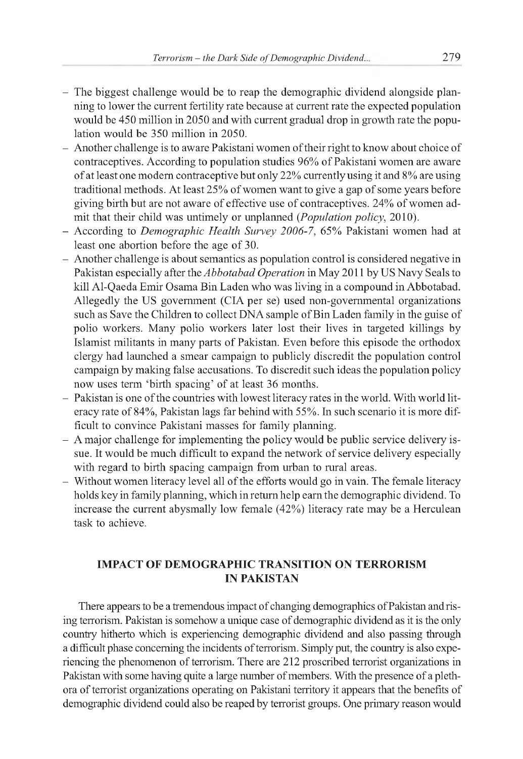- The biggest challenge would be to reap the demographic dividend alongside planning to lower the current fertility rate because at current rate the expected population would be 450 million in 2050 and with current gradual drop in growth rate the population would be 350 million in 2050.
- Another challenge is to aware Pakistani women of their right to know about choice of contraceptives. According to population studies 96% of Pakistani women are aware of at least one modern contraceptive but only 22% currently using it and 8% are using traditional methods. At least 25% of women want to give a gap of some years before giving birth but are not aware of effective use of contraceptives. 24% of women admit that their child was untimely or unplanned (*Population policy*, 2010).
- According to *Demographic Health Survey 2006-7*, 65% Pakistani women had at least one abortion before the age of 30.
- Another challenge is about semantics as population control is considered negative in Pakistan especially after the *Abbotabad Operation* in May 2011 by US Navy Seals to kill Al-Qaeda Emir Osama Bin Laden who was living in a compound in Abbotabad. Allegedly the US government (CIA per se) used non-governmental organizations such as Save the Children to collect DNA sample of Bin Laden family in the guise of polio workers. Many polio workers later lost their lives in targeted killings by Islamist militants in many parts of Pakistan. Even before this episode the orthodox clergy had launched a smear campaign to publicly discredit the population control campaign by making false accusations. To discredit such ideas the population policy now uses term 'birth spacing' of at least 36 months.
- Pakistan is one of the countries with lowest literacy rates in the world. With world literacy rate of 84%, Pakistan lags far behind with 55%. In such scenario it is more difficult to convince Pakistani masses for family planning.
- A major challenge for implementing the policy would be public service delivery issue. It would be much difficult to expand the network of service delivery especially with regard to birth spacing campaign from urban to rural areas.
- Without women literacy level all of the efforts would go in vain. The female literacy holds key in family planning, which in return help earn the demographic dividend. To increase the current abysmally low female (42%) literacy rate may be a Herculean task to achieve.

## IMPACT OF DEMOGRAPHIC TRANSITION ON TERRORISM IN PAKISTAN

There appears to be a tremendous impact of changing demographics of Pakistan and rising terrorism. Pakistan is somehow a unique case of demographic dividend as it is the only country hitherto which is experiencing demographic dividend and also passing through a difficult phase concerning the incidents of terrorism. Simply put, the country is also experiencing the phenomenon of terrorism. There are 212 proscribed terrorist organizations in Pakistan with some having quite a large number of members. With the presence of a plethora of terrorist organizations operating on Pakistani territory it appears that the benefits of demographic dividend could also be reaped by terrorist groups. One primary reason would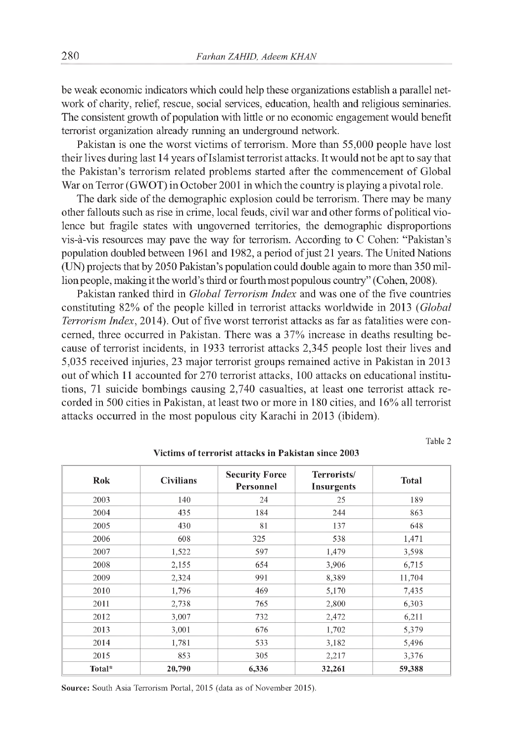be weak economic indicators which could help these organizations establish a parallel network of charity, relief, rescue, social services, education, health and religious seminaries. The consistent growth of population with little or no economic engagement would benefit terrorist organization already running an underground network.

Pakistan is one the worst victims of terrorism. More than 55,000 people have lost their lives during last 14 years of Islamist terrorist attacks. It would not be apt to say that the Pakistan's terrorism related problems started after the commencement of Global War on Terror (GWOT) in October 2001 in which the country is playing a pivotal role.

The dark side of the demographic explosion could be terrorism. There may be many other fallouts such as rise in crime, local feuds, civil war and other forms of political violence but fragile states with ungoverned territories, the demographic disproportions vis-à-vis resources may pave the way for terrorism. According to C Cohen: "Pakistan's population doubled between 1961 and 1982, a period of just 21 years. The United Nations (UN) projects that by 2050 Pakistan's population could double again to more than 350 million people, making it the world's third or fourth most populous country" (Cohen, 2008).

Pakistan ranked third in *Global Terrorism Index* and was one of the five countries constituting 82% of the people killed in terrorist attacks worldwide in 2013 (*Global Terrorism Index*, 2014). Out of five worst terrorist attacks as far as fatalities were concerned, three occurred in Pakistan. There was a 37% increase in deaths resulting because of terrorist incidents, in 1933 terrorist attacks 2,345 people lost their lives and 5,035 received injuries, 23 major terrorist groups remained active in Pakistan in 2013 out of which 11 accounted for 270 terrorist attacks, 100 attacks on educational institutions, 71 suicide bombings causing 2,740 casualties, at least one terrorist attack recorded in 500 cities in Pakistan, at least two or more in 180 cities, and 16% all terrorist attacks occurred in the most populous city Karachi in 2013 (ibidem).

Table 2

**Victims of terrorist attacks in Pakistan since 2003**

| Rok | Civilians | Security Force Personnel | Terrorists/ Insurgents | Total |
|---|---|---|---|---|
| 2003 | 140 | 24 | 25 | 189 |
| 2004 | 435 | 184 | 244 | 863 |
| 2005 | 430 | 81 | 137 | 648 |
| 2006 | 608 | 325 | 538 | 1,471 |
| 2007 | 1,522 | 597 | 1,479 | 3,598 |
| 2008 | 2,155 | 654 | 3,906 | 6,715 |
| 2009 | 2,324 | 991 | 8,389 | 11,704 |
| 2010 | 1,796 | 469 | 5,170 | 7,435 |
| 2011 | 2,738 | 765 | 2,800 | 6,303 |
| 2012 | 3,007 | 732 | 2,472 | 6,211 |
| 2013 | 3,001 | 676 | 1,702 | 5,379 |
| 2014 | 1,781 | 533 | 3,182 | 5,496 |
| 2015 | 853 | 305 | 2,217 | 3,376 |
| **Total*** | **20,790** | **6,336** | **32,261** | **59,388** |

**Source:** South Asia Terrorism Portal, 2015 (data as of November 2015).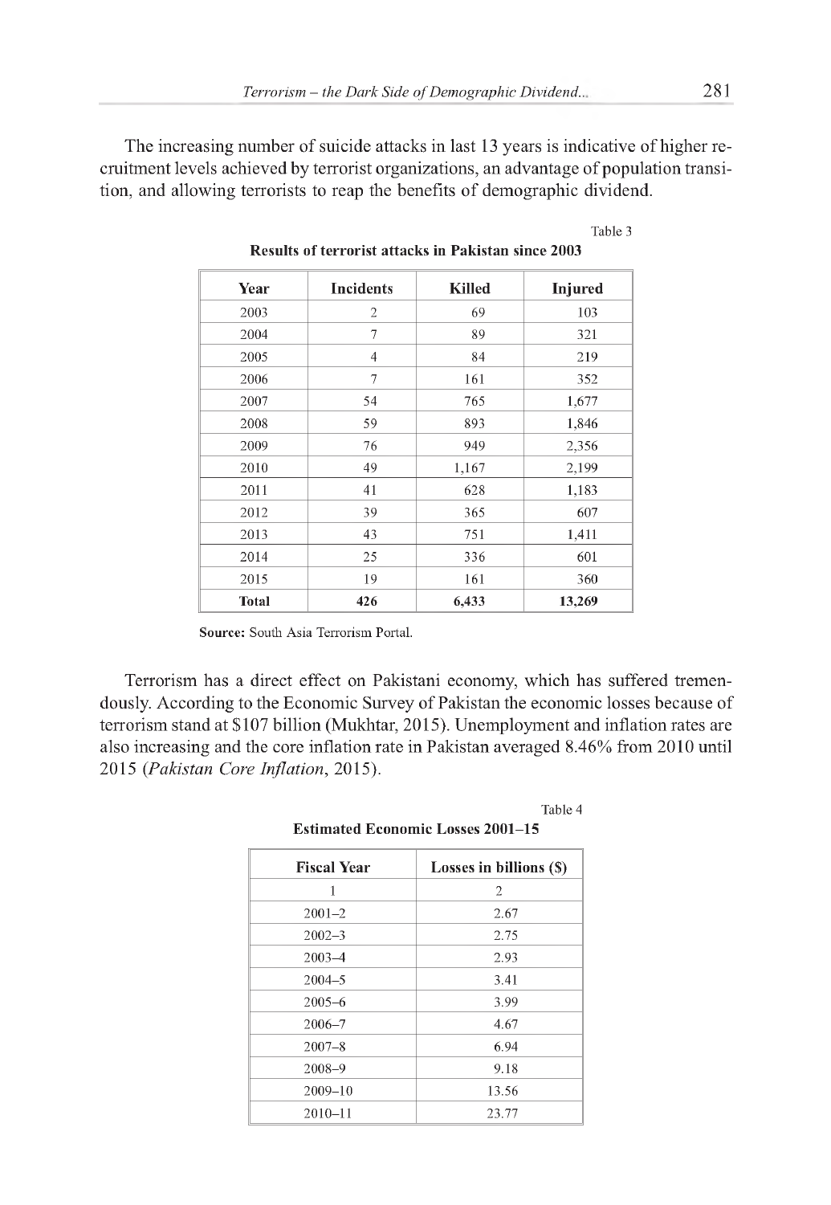The increasing number of suicide attacks in last 13 years is indicative of higher recruitment levels achieved by terrorist organizations, an advantage of population transition, and allowing terrorists to reap the benefits of demographic dividend.

Table 3

**Results of terrorist attacks in Pakistan since 2003**

| Year | Incidents | Killed | Injured |
|---|---|---|---|
| 2003 | 2 | 69 | 103 |
| 2004 | 7 | 89 | 321 |
| 2005 | 4 | 84 | 219 |
| 2006 | 7 | 161 | 352 |
| 2007 | 54 | 765 | 1,677 |
| 2008 | 59 | 893 | 1,846 |
| 2009 | 76 | 949 | 2,356 |
| 2010 | 49 | 1,167 | 2,199 |
| 2011 | 41 | 628 | 1,183 |
| 2012 | 39 | 365 | 607 |
| 2013 | 43 | 751 | 1,411 |
| 2014 | 25 | 336 | 601 |
| 2015 | 19 | 161 | 360 |
| **Total** | **426** | **6,433** | **13,269** |

**Source:** South Asia Terrorism Portal.

Terrorism has a direct effect on Pakistani economy, which has suffered tremendously. According to the Economic Survey of Pakistan the economic losses because of terrorism stand at $107 billion (Mukhtar, 2015). Unemployment and inflation rates are also increasing and the core inflation rate in Pakistan averaged 8.46% from 2010 until 2015 (*Pakistan Core Inflation*, 2015).

Table 4

**Estimated Economic Losses 2001–15**

| Fiscal Year | Losses in billions ($) |
|---|---|
| 1 | 2 |
| 2001–2 | 2.67 |
| 2002–3 | 2.75 |
| 2003–4 | 2.93 |
| 2004–5 | 3.41 |
| 2005–6 | 3.99 |
| 2006–7 | 4.67 |
| 2007–8 | 6.94 |
| 2008–9 | 9.18 |
| 2009–10 | 13.56 |
| 2010–11 | 23.77 |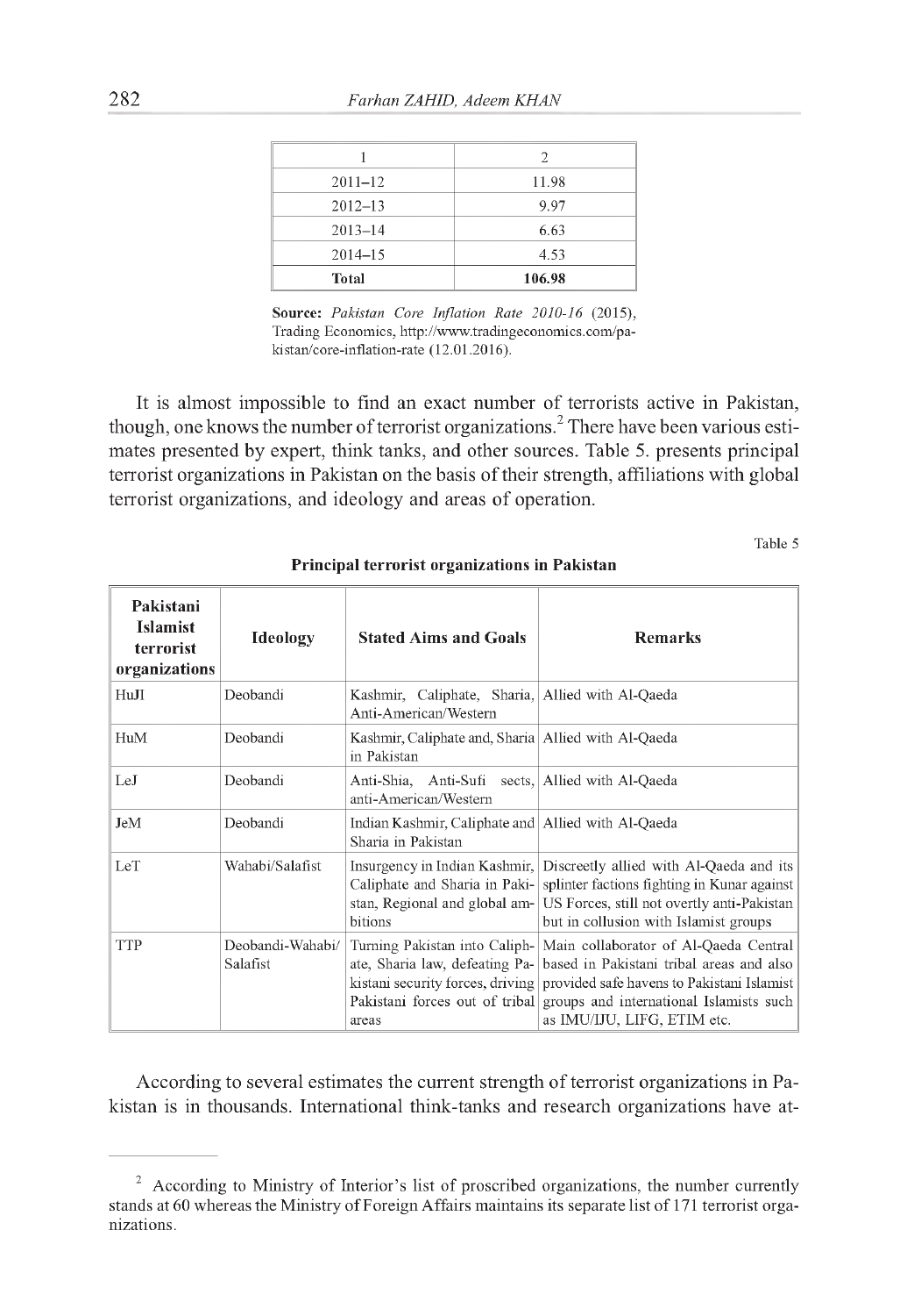| 1 | 2 |
|---|---|
| 2011–12 | 11.98 |
| 2012–13 | 9.97 |
| 2013–14 | 6.63 |
| 2014–15 | 4.53 |
| **Total** | **106.98** |

**Source:** *Pakistan Core Inflation Rate 2010-16* (2015), Trading Economics, http://www.tradingeconomics.com/pakistan/core-inflation-rate (12.01.2016).

It is almost impossible to find an exact number of terrorists active in Pakistan, though, one knows the number of terrorist organizations.[2] There have been various estimates presented by expert, think tanks, and other sources. Table 5. presents principal terrorist organizations in Pakistan on the basis of their strength, affiliations with global terrorist organizations, and ideology and areas of operation.

Table 5

**Principal terrorist organizations in Pakistan**

| Pakistani Islamist terrorist organizations | Ideology | Stated Aims and Goals | Remarks |
|---|---|---|---|
| HuJI | Deobandi | Kashmir, Caliphate, Sharia, Anti-American/Western | Allied with Al-Qaeda |
| HuM | Deobandi | Kashmir, Caliphate and, Sharia in Pakistan | Allied with Al-Qaeda |
| LeJ | Deobandi | Anti-Shia, Anti-Sufi sects, anti-American/Western | Allied with Al-Qaeda |
| JeM | Deobandi | Indian Kashmir, Caliphate and Sharia in Pakistan | Allied with Al-Qaeda |
| LeT | Wahabi/Salafist | Insurgency in Indian Kashmir, Caliphate and Sharia in Pakistan, Regional and global ambitions | Discreetly allied with Al-Qaeda and its splinter factions fighting in Kunar against US Forces, still not overtly anti-Pakistan but in collusion with Islamist groups |
| TTP | Deobandi-Wahabi/ Salafist | Turning Pakistan into Caliphate, Sharia law, defeating Pakistani security forces, driving Pakistani forces out of tribal areas | Main collaborator of Al-Qaeda Central based in Pakistani tribal areas and also provided safe havens to Pakistani Islamist groups and international Islamists such as IMU/IJU, LIFG, ETIM etc. |

According to several estimates the current strength of terrorist organizations in Pakistan is in thousands. International think-tanks and research organizations have at-

[2] According to Ministry of Interior's list of proscribed organizations, the number currently stands at 60 whereas the Ministry of Foreign Affairs maintains its separate list of 171 terrorist organizations.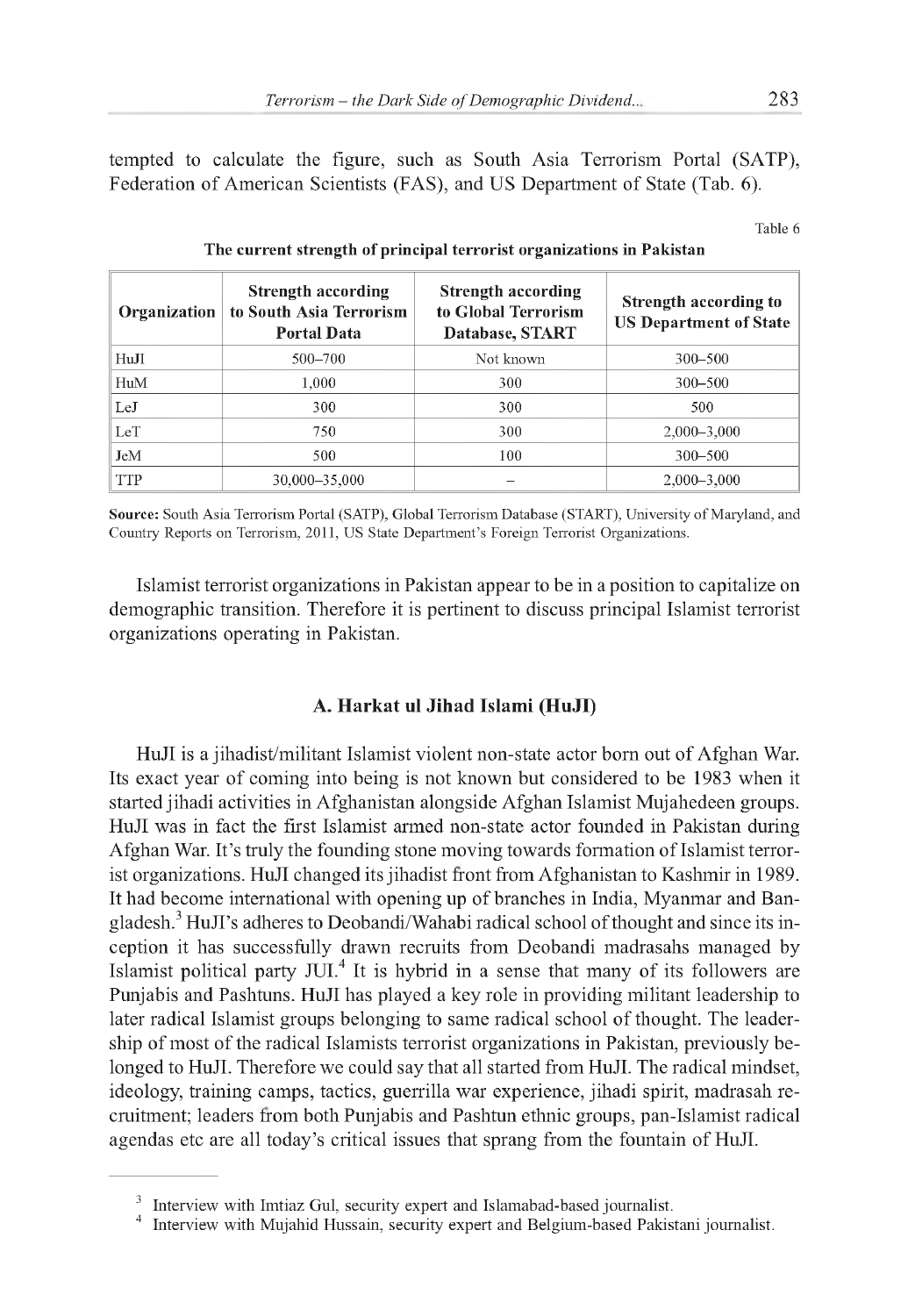tempted to calculate the figure, such as South Asia Terrorism Portal (SATP), Federation of American Scientists (FAS), and US Department of State (Tab. 6).

Table 6

**The current strength of principal terrorist organizations in Pakistan**

| Organization | Strength according to South Asia Terrorism Portal Data | Strength according to Global Terrorism Database, START | Strength according to US Department of State |
|---|---|---|---|
| HuJI | 500–700 | Not known | 300–500 |
| HuM | 1,000 | 300 | 300–500 |
| LeJ | 300 | 300 | 500 |
| LeT | 750 | 300 | 2,000–3,000 |
| JeM | 500 | 100 | 300–500 |
| TTP | 30,000–35,000 | – | 2,000–3,000 |

**Source:** South Asia Terrorism Portal (SATP), Global Terrorism Database (START), University of Maryland, and Country Reports on Terrorism, 2011, US State Department's Foreign Terrorist Organizations.

Islamist terrorist organizations in Pakistan appear to be in a position to capitalize on demographic transition. Therefore it is pertinent to discuss principal Islamist terrorist organizations operating in Pakistan.

### A. Harkat ul Jihad Islami (HuJI)

HuJI is a jihadist/militant Islamist violent non-state actor born out of Afghan War. Its exact year of coming into being is not known but considered to be 1983 when it started jihadi activities in Afghanistan alongside Afghan Islamist Mujahedeen groups. HuJI was in fact the first Islamist armed non-state actor founded in Pakistan during Afghan War. It's truly the founding stone moving towards formation of Islamist terrorist organizations. HuJI changed its jihadist front from Afghanistan to Kashmir in 1989. It had become international with opening up of branches in India, Myanmar and Bangladesh.[3] HuJI's adheres to Deobandi/Wahabi radical school of thought and since its inception it has successfully drawn recruits from Deobandi madrasahs managed by Islamist political party JUI.[4] It is hybrid in a sense that many of its followers are Punjabis and Pashtuns. HuJI has played a key role in providing militant leadership to later radical Islamist groups belonging to same radical school of thought. The leadership of most of the radical Islamists terrorist organizations in Pakistan, previously belonged to HuJI. Therefore we could say that all started from HuJI. The radical mindset, ideology, training camps, tactics, guerrilla war experience, jihadi spirit, madrasah recruitment; leaders from both Punjabis and Pashtun ethnic groups, pan-Islamist radical agendas etc are all today's critical issues that sprang from the fountain of HuJI.

[3] Interview with Imtiaz Gul, security expert and Islamabad-based journalist.

[4] Interview with Mujahid Hussain, security expert and Belgium-based Pakistani journalist.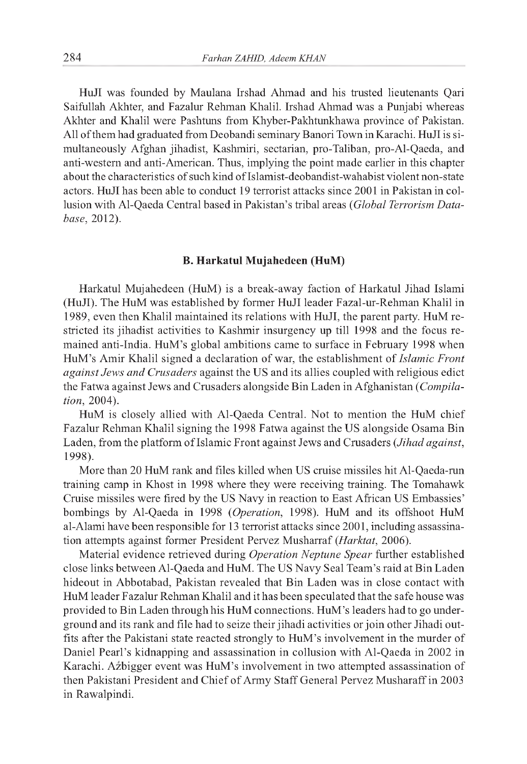HuJI was founded by Maulana Irshad Ahmad and his trusted lieutenants Qari Saifullah Akhter, and Fazalur Rehman Khalil. Irshad Ahmad was a Punjabi whereas Akhter and Khalil were Pashtuns from Khyber-Pakhtunkhawa province of Pakistan. All of them had graduated from Deobandi seminary Banori Town in Karachi. HuJI is simultaneously Afghan jihadist, Kashmiri, sectarian, pro-Taliban, pro-Al-Qaeda, and anti-western and anti-American. Thus, implying the point made earlier in this chapter about the characteristics of such kind of Islamist-deobandist-wahabist violent non-state actors. HuJI has been able to conduct 19 terrorist attacks since 2001 in Pakistan in collusion with Al-Qaeda Central based in Pakistan's tribal areas (*Global Terrorism Database*, 2012).

### B. Harkatul Mujahedeen (HuM)

Harkatul Mujahedeen (HuM) is a break-away faction of Harkatul Jihad Islami (HuJI). The HuM was established by former HuJI leader Fazal-ur-Rehman Khalil in 1989, even then Khalil maintained its relations with HuJI, the parent party. HuM restricted its jihadist activities to Kashmir insurgency up till 1998 and the focus remained anti-India. HuM's global ambitions came to surface in February 1998 when HuM's Amir Khalil signed a declaration of war, the establishment of *Islamic Front against Jews and Crusaders* against the US and its allies coupled with religious edict the Fatwa against Jews and Crusaders alongside Bin Laden in Afghanistan (*Compilation*, 2004).

HuM is closely allied with Al-Qaeda Central. Not to mention the HuM chief Fazalur Rehman Khalil signing the 1998 Fatwa against the US alongside Osama Bin Laden, from the platform of Islamic Front against Jews and Crusaders (*Jihad against*, 1998).

More than 20 HuM rank and files killed when US cruise missiles hit Al-Qaeda-run training camp in Khost in 1998 where they were receiving training. The Tomahawk Cruise missiles were fired by the US Navy in reaction to East African US Embassies' bombings by Al-Qaeda in 1998 (*Operation*, 1998). HuM and its offshoot HuM al-Alami have been responsible for 13 terrorist attacks since 2001, including assassination attempts against former President Pervez Musharraf (*Harktat*, 2006).

Material evidence retrieved during *Operation Neptune Spear* further established close links between Al-Qaeda and HuM. The US Navy Seal Team's raid at Bin Laden hideout in Abbotabad, Pakistan revealed that Bin Laden was in close contact with HuM leader Fazalur Rehman Khalil and it has been speculated that the safe house was provided to Bin Laden through his HuM connections. HuM's leaders had to go underground and its rank and file had to seize their jihadi activities or join other Jihadi outfits after the Pakistani state reacted strongly to HuM's involvement in the murder of Daniel Pearl's kidnapping and assassination in collusion with Al-Qaeda in 2002 in Karachi. A bigger event was HuM's involvement in two attempted assassination of then Pakistani President and Chief of Army Staff General Pervez Musharaff in 2003 in Rawalpindi.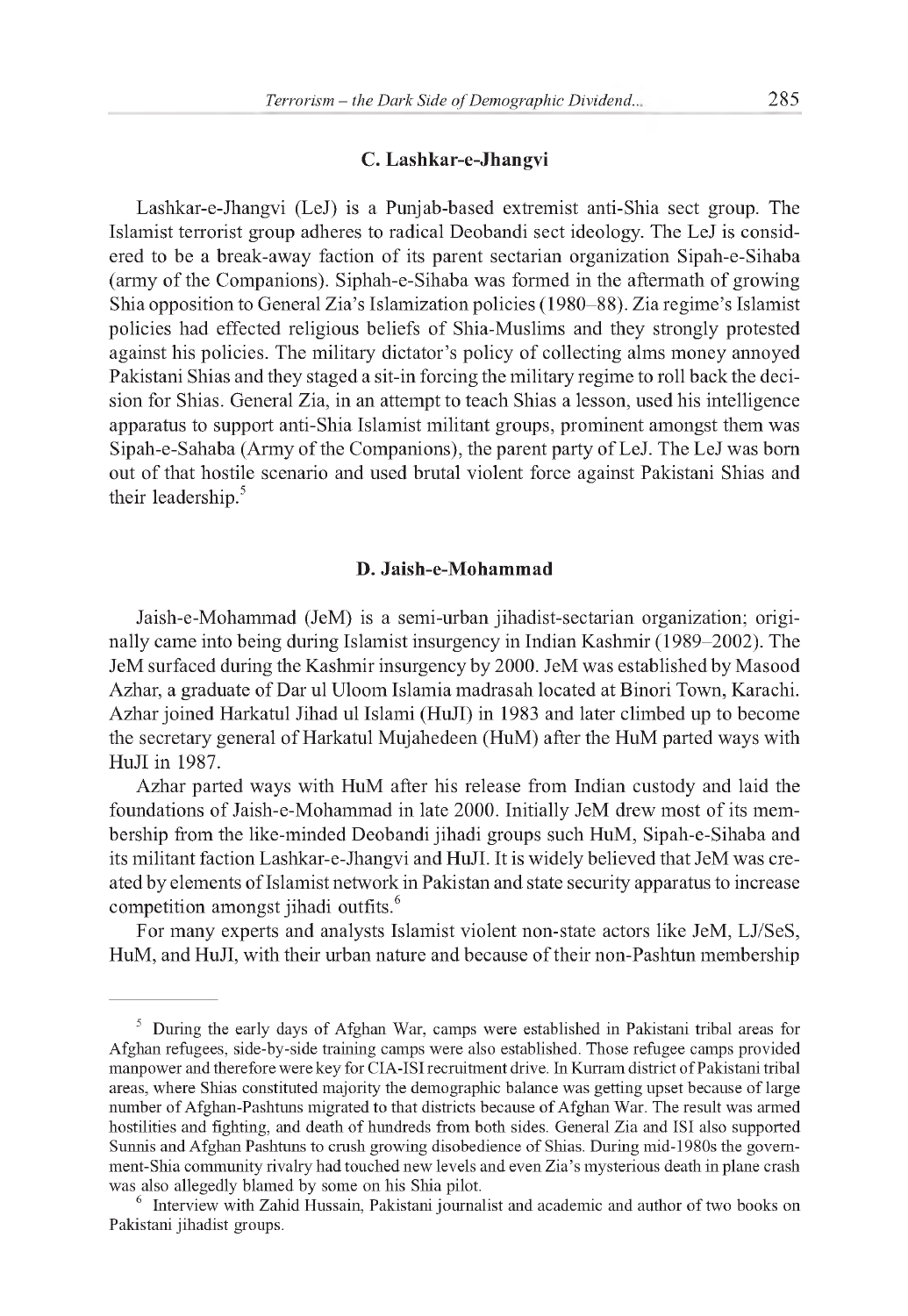### C. Lashkar-e-Jhangvi

Lashkar-e-Jhangvi (LeJ) is a Punjab-based extremist anti-Shia sect group. The Islamist terrorist group adheres to radical Deobandi sect ideology. The LeJ is considered to be a break-away faction of its parent sectarian organization Sipah-e-Sihaba (army of the Companions). Siphah-e-Sihaba was formed in the aftermath of growing Shia opposition to General Zia's Islamization policies (1980–88). Zia regime's Islamist policies had effected religious beliefs of Shia-Muslims and they strongly protested against his policies. The military dictator's policy of collecting alms money annoyed Pakistani Shias and they staged a sit-in forcing the military regime to roll back the decision for Shias. General Zia, in an attempt to teach Shias a lesson, used his intelligence apparatus to support anti-Shia Islamist militant groups, prominent amongst them was Sipah-e-Sahaba (Army of the Companions), the parent party of LeJ. The LeJ was born out of that hostile scenario and used brutal violent force against Pakistani Shias and their leadership.[5]

### D. Jaish-e-Mohammad

Jaish-e-Mohammad (JeM) is a semi-urban jihadist-sectarian organization; originally came into being during Islamist insurgency in Indian Kashmir (1989–2002). The JeM surfaced during the Kashmir insurgency by 2000. JeM was established by Masood Azhar, a graduate of Dar ul Uloom Islamia madrasah located at Binori Town, Karachi. Azhar joined Harkatul Jihad ul Islami (HuJI) in 1983 and later climbed up to become the secretary general of Harkatul Mujahedeen (HuM) after the HuM parted ways with HuJI in 1987.

Azhar parted ways with HuM after his release from Indian custody and laid the foundations of Jaish-e-Mohammad in late 2000. Initially JeM drew most of its membership from the like-minded Deobandi jihadi groups such HuM, Sipah-e-Sihaba and its militant faction Lashkar-e-Jhangvi and HuJI. It is widely believed that JeM was created by elements of Islamist network in Pakistan and state security apparatus to increase competition amongst jihadi outfits.[6]

For many experts and analysts Islamist violent non-state actors like JeM, LJ/SeS, HuM, and HuJI, with their urban nature and because of their non-Pashtun membership

---

[5] During the early days of Afghan War, camps were established in Pakistani tribal areas for Afghan refugees, side-by-side training camps were also established. Those refugee camps provided manpower and therefore were key for CIA-ISI recruitment drive. In Kurram district of Pakistani tribal areas, where Shias constituted majority the demographic balance was getting upset because of large number of Afghan-Pashtuns migrated to that districts because of Afghan War. The result was armed hostilities and fighting, and death of hundreds from both sides. General Zia and ISI also supported Sunnis and Afghan Pashtuns to crush growing disobedience of Shias. During mid-1980s the government-Shia community rivalry had touched new levels and even Zia's mysterious death in plane crash was also allegedly blamed by some on his Shia pilot.

[6] Interview with Zahid Hussain, Pakistani journalist and academic and author of two books on Pakistani jihadist groups.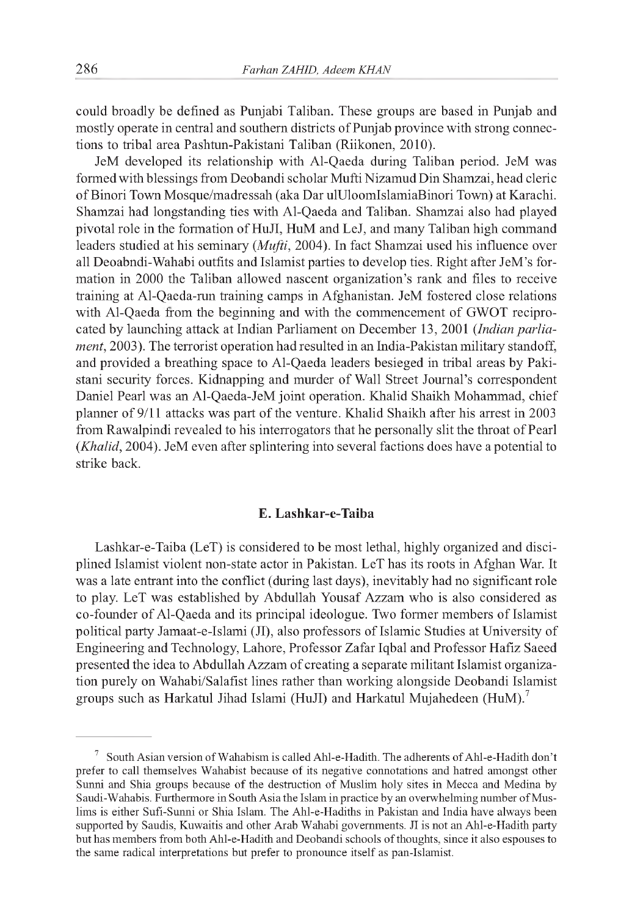could broadly be defined as Punjabi Taliban. These groups are based in Punjab and mostly operate in central and southern districts of Punjab province with strong connections to tribal area Pashtun-Pakistani Taliban (Riikonen, 2010).

JeM developed its relationship with Al-Qaeda during Taliban period. JeM was formed with blessings from Deobandi scholar Mufti Nizamud Din Shamzai, head cleric of Binori Town Mosque/madressah (aka Dar ulUloomIslamiaBinori Town) at Karachi. Shamzai had longstanding ties with Al-Qaeda and Taliban. Shamzai also had played pivotal role in the formation of HuJI, HuM and LeJ, and many Taliban high command leaders studied at his seminary (*Mufti*, 2004). In fact Shamzai used his influence over all Deoabndi-Wahabi outfits and Islamist parties to develop ties. Right after JeM's formation in 2000 the Taliban allowed nascent organization's rank and files to receive training at Al-Qaeda-run training camps in Afghanistan. JeM fostered close relations with Al-Qaeda from the beginning and with the commencement of GWOT reciprocated by launching attack at Indian Parliament on December 13, 2001 (*Indian parliament*, 2003). The terrorist operation had resulted in an India-Pakistan military standoff, and provided a breathing space to Al-Qaeda leaders besieged in tribal areas by Pakistani security forces. Kidnapping and murder of Wall Street Journal's correspondent Daniel Pearl was an Al-Qaeda-JeM joint operation. Khalid Shaikh Mohammad, chief planner of 9/11 attacks was part of the venture. Khalid Shaikh after his arrest in 2003 from Rawalpindi revealed to his interrogators that he personally slit the throat of Pearl (*Khalid*, 2004). JeM even after splintering into several factions does have a potential to strike back.

### E. Lashkar-e-Taiba

Lashkar-e-Taiba (LeT) is considered to be most lethal, highly organized and disciplined Islamist violent non-state actor in Pakistan. LeT has its roots in Afghan War. It was a late entrant into the conflict (during last days), inevitably had no significant role to play. LeT was established by Abdullah Yousaf Azzam who is also considered as co-founder of Al-Qaeda and its principal ideologue. Two former members of Islamist political party Jamaat-e-Islami (JI), also professors of Islamic Studies at University of Engineering and Technology, Lahore, Professor Zafar Iqbal and Professor Hafiz Saeed presented the idea to Abdullah Azzam of creating a separate militant Islamist organization purely on Wahabi/Salafist lines rather than working alongside Deobandi Islamist groups such as Harkatul Jihad Islami (HuJI) and Harkatul Mujahedeen (HuM).[7]

---

[7] South Asian version of Wahabism is called Ahl-e-Hadith. The adherents of Ahl-e-Hadith don't prefer to call themselves Wahabist because of its negative connotations and hatred amongst other Sunni and Shia groups because of the destruction of Muslim holy sites in Mecca and Medina by Saudi-Wahabis. Furthermore in South Asia the Islam in practice by an overwhelming number of Muslims is either Sufi-Sunni or Shia Islam. The Ahl-e-Hadiths in Pakistan and India have always been supported by Saudis, Kuwaitis and other Arab Wahabi governments. JI is not an Ahl-e-Hadith party but has members from both Ahl-e-Hadith and Deobandi schools of thoughts, since it also espouses to the same radical interpretations but prefer to pronounce itself as pan-Islamist.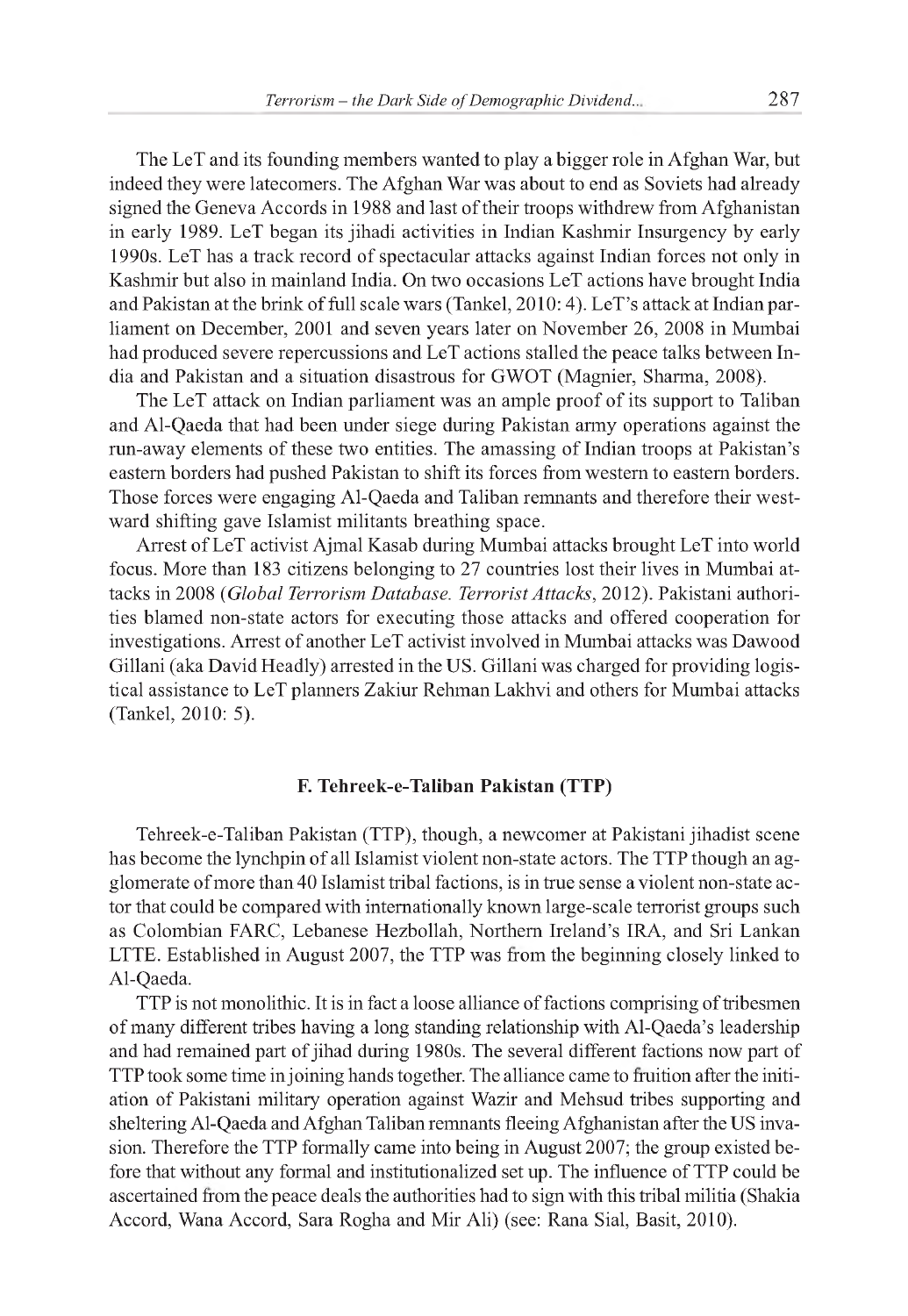The LeT and its founding members wanted to play a bigger role in Afghan War, but indeed they were latecomers. The Afghan War was about to end as Soviets had already signed the Geneva Accords in 1988 and last of their troops withdrew from Afghanistan in early 1989. LeT began its jihadi activities in Indian Kashmir Insurgency by early 1990s. LeT has a track record of spectacular attacks against Indian forces not only in Kashmir but also in mainland India. On two occasions LeT actions have brought India and Pakistan at the brink of full scale wars (Tankel, 2010: 4). LeT's attack at Indian parliament on December, 2001 and seven years later on November 26, 2008 in Mumbai had produced severe repercussions and LeT actions stalled the peace talks between India and Pakistan and a situation disastrous for GWOT (Magnier, Sharma, 2008).

The LeT attack on Indian parliament was an ample proof of its support to Taliban and Al-Qaeda that had been under siege during Pakistan army operations against the run-away elements of these two entities. The amassing of Indian troops at Pakistan's eastern borders had pushed Pakistan to shift its forces from western to eastern borders. Those forces were engaging Al-Qaeda and Taliban remnants and therefore their westward shifting gave Islamist militants breathing space.

Arrest of LeT activist Ajmal Kasab during Mumbai attacks brought LeT into world focus. More than 183 citizens belonging to 27 countries lost their lives in Mumbai attacks in 2008 (*Global Terrorism Database. Terrorist Attacks*, 2012). Pakistani authorities blamed non-state actors for executing those attacks and offered cooperation for investigations. Arrest of another LeT activist involved in Mumbai attacks was Dawood Gillani (aka David Headly) arrested in the US. Gillani was charged for providing logistical assistance to LeT planners Zakiur Rehman Lakhvi and others for Mumbai attacks (Tankel, 2010: 5).

### F. Tehreek-e-Taliban Pakistan (TTP)

Tehreek-e-Taliban Pakistan (TTP), though, a newcomer at Pakistani jihadist scene has become the lynchpin of all Islamist violent non-state actors. The TTP though an agglomerate of more than 40 Islamist tribal factions, is in true sense a violent non-state actor that could be compared with internationally known large-scale terrorist groups such as Colombian FARC, Lebanese Hezbollah, Northern Ireland's IRA, and Sri Lankan LTTE. Established in August 2007, the TTP was from the beginning closely linked to Al-Qaeda.

TTP is not monolithic. It is in fact a loose alliance of factions comprising of tribesmen of many different tribes having a long standing relationship with Al-Qaeda's leadership and had remained part of jihad during 1980s. The several different factions now part of TTP took some time in joining hands together. The alliance came to fruition after the initiation of Pakistani military operation against Wazir and Mehsud tribes supporting and sheltering Al-Qaeda and Afghan Taliban remnants fleeing Afghanistan after the US invasion. Therefore the TTP formally came into being in August 2007; the group existed before that without any formal and institutionalized set up. The influence of TTP could be ascertained from the peace deals the authorities had to sign with this tribal militia (Shakia Accord, Wana Accord, Sara Rogha and Mir Ali) (see: Rana Sial, Basit, 2010).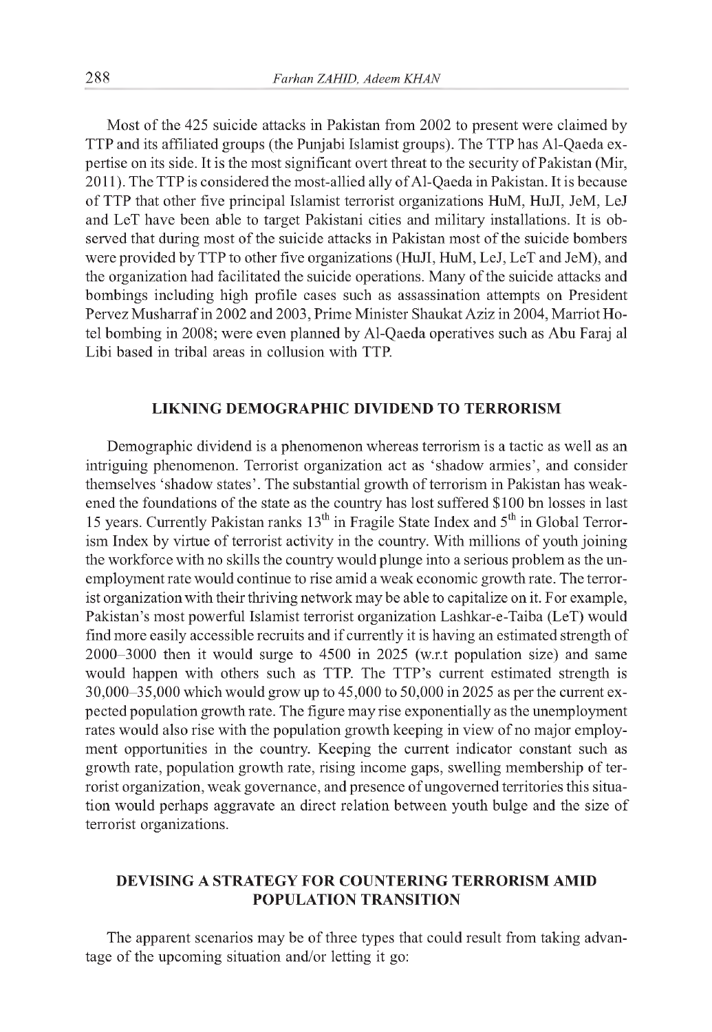Most of the 425 suicide attacks in Pakistan from 2002 to present were claimed by TTP and its affiliated groups (the Punjabi Islamist groups). The TTP has Al-Qaeda expertise on its side. It is the most significant overt threat to the security of Pakistan (Mir, 2011). The TTP is considered the most-allied ally of Al-Qaeda in Pakistan. It is because of TTP that other five principal Islamist terrorist organizations HuM, HuJI, JeM, LeJ and LeT have been able to target Pakistani cities and military installations. It is observed that during most of the suicide attacks in Pakistan most of the suicide bombers were provided by TTP to other five organizations (HuJI, HuM, LeJ, LeT and JeM), and the organization had facilitated the suicide operations. Many of the suicide attacks and bombings including high profile cases such as assassination attempts on President Pervez Musharraf in 2002 and 2003, Prime Minister Shaukat Aziz in 2004, Marriot Hotel bombing in 2008; were even planned by Al-Qaeda operatives such as Abu Faraj al Libi based in tribal areas in collusion with TTP.

## LIKNING DEMOGRAPHIC DIVIDEND TO TERRORISM

Demographic dividend is a phenomenon whereas terrorism is a tactic as well as an intriguing phenomenon. Terrorist organization act as 'shadow armies', and consider themselves 'shadow states'. The substantial growth of terrorism in Pakistan has weakened the foundations of the state as the country has lost suffered \$100 bn losses in last 15 years. Currently Pakistan ranks 13th in Fragile State Index and 5th in Global Terrorism Index by virtue of terrorist activity in the country. With millions of youth joining the workforce with no skills the country would plunge into a serious problem as the unemployment rate would continue to rise amid a weak economic growth rate. The terrorist organization with their thriving network may be able to capitalize on it. For example, Pakistan's most powerful Islamist terrorist organization Lashkar-e-Taiba (LeT) would find more easily accessible recruits and if currently it is having an estimated strength of 2000–3000 then it would surge to 4500 in 2025 (w.r.t population size) and same would happen with others such as TTP. The TTP's current estimated strength is 30,000–35,000 which would grow up to 45,000 to 50,000 in 2025 as per the current expected population growth rate. The figure may rise exponentially as the unemployment rates would also rise with the population growth keeping in view of no major employment opportunities in the country. Keeping the current indicator constant such as growth rate, population growth rate, rising income gaps, swelling membership of terrorist organization, weak governance, and presence of ungoverned territories this situation would perhaps aggravate an direct relation between youth bulge and the size of terrorist organizations.

## DEVISING A STRATEGY FOR COUNTERING TERRORISM AMID POPULATION TRANSITION

The apparent scenarios may be of three types that could result from taking advantage of the upcoming situation and/or letting it go: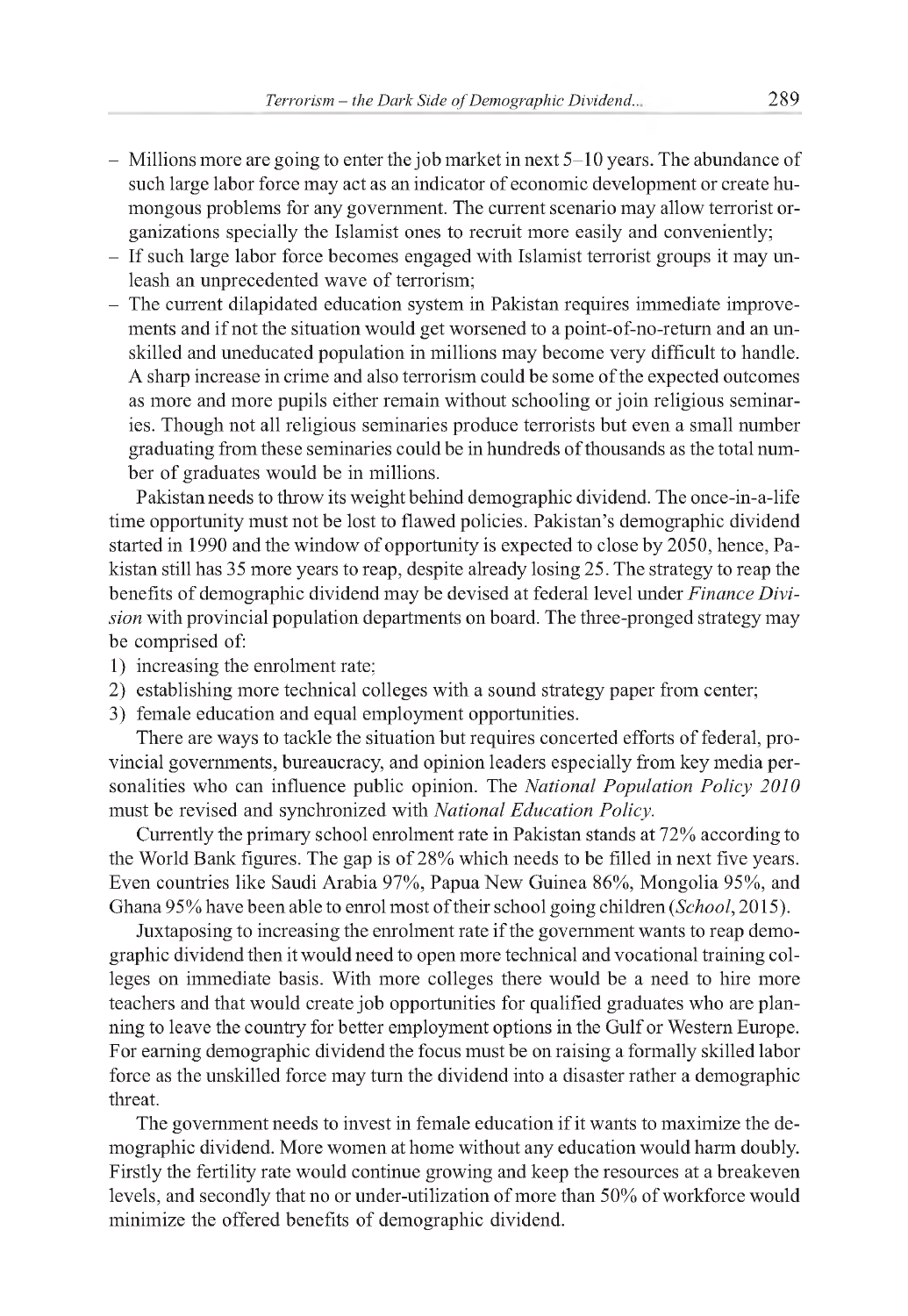- Millions more are going to enter the job market in next 5–10 years. The abundance of such large labor force may act as an indicator of economic development or create humongous problems for any government. The current scenario may allow terrorist organizations specially the Islamist ones to recruit more easily and conveniently;
- If such large labor force becomes engaged with Islamist terrorist groups it may unleash an unprecedented wave of terrorism;
- The current dilapidated education system in Pakistan requires immediate improvements and if not the situation would get worsened to a point-of-no-return and an unskilled and uneducated population in millions may become very difficult to handle. A sharp increase in crime and also terrorism could be some of the expected outcomes as more and more pupils either remain without schooling or join religious seminaries. Though not all religious seminaries produce terrorists but even a small number graduating from these seminaries could be in hundreds of thousands as the total number of graduates would be in millions.

Pakistan needs to throw its weight behind demographic dividend. The once-in-a-life time opportunity must not be lost to flawed policies. Pakistan's demographic dividend started in 1990 and the window of opportunity is expected to close by 2050, hence, Pakistan still has 35 more years to reap, despite already losing 25. The strategy to reap the benefits of demographic dividend may be devised at federal level under *Finance Division* with provincial population departments on board. The three-pronged strategy may be comprised of:

1) increasing the enrolment rate;
2) establishing more technical colleges with a sound strategy paper from center;
3) female education and equal employment opportunities.

There are ways to tackle the situation but requires concerted efforts of federal, provincial governments, bureaucracy, and opinion leaders especially from key media personalities who can influence public opinion. The *National Population Policy 2010* must be revised and synchronized with *National Education Policy*.

Currently the primary school enrolment rate in Pakistan stands at 72% according to the World Bank figures. The gap is of 28% which needs to be filled in next five years. Even countries like Saudi Arabia 97%, Papua New Guinea 86%, Mongolia 95%, and Ghana 95% have been able to enrol most of their school going children (*School*, 2015).

Juxtaposing to increasing the enrolment rate if the government wants to reap demographic dividend then it would need to open more technical and vocational training colleges on immediate basis. With more colleges there would be a need to hire more teachers and that would create job opportunities for qualified graduates who are planning to leave the country for better employment options in the Gulf or Western Europe. For earning demographic dividend the focus must be on raising a formally skilled labor force as the unskilled force may turn the dividend into a disaster rather a demographic threat.

The government needs to invest in female education if it wants to maximize the demographic dividend. More women at home without any education would harm doubly. Firstly the fertility rate would continue growing and keep the resources at a breakeven levels, and secondly that no or under-utilization of more than 50% of workforce would minimize the offered benefits of demographic dividend.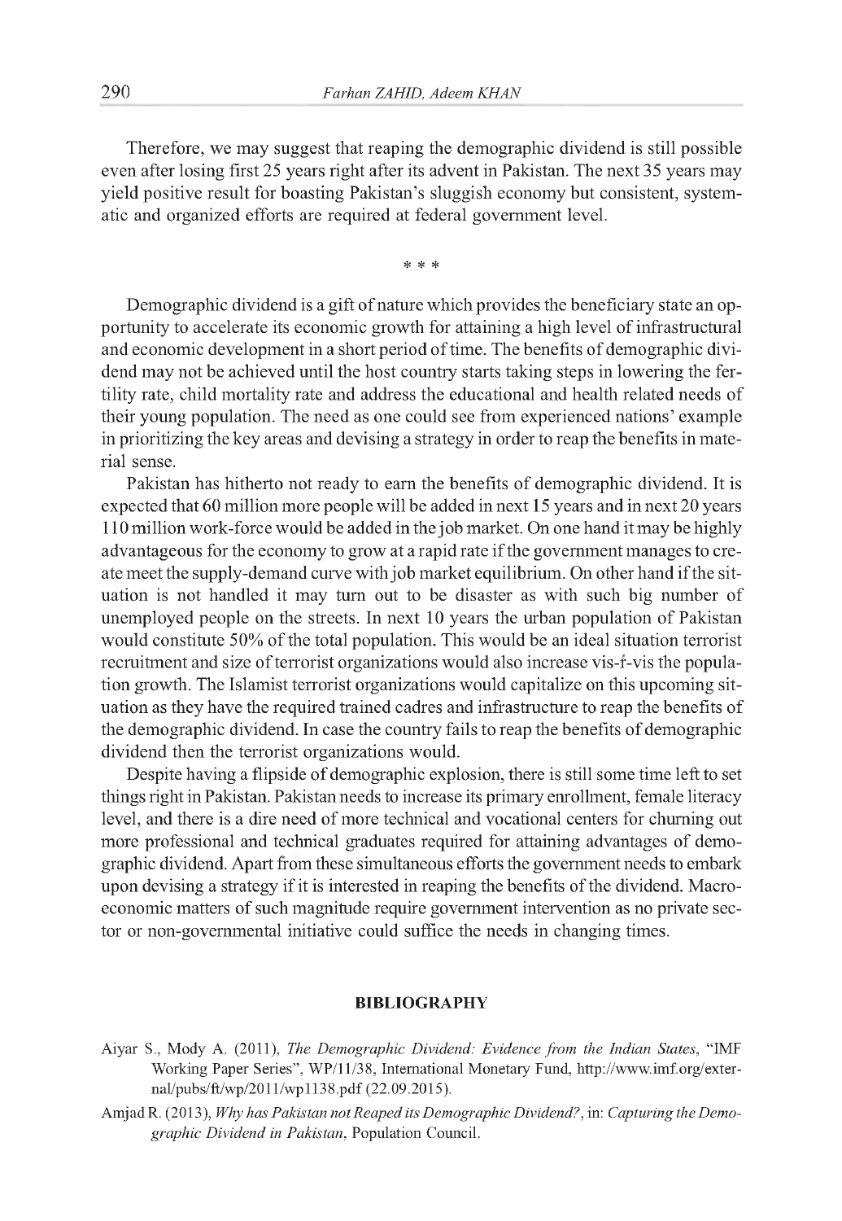Therefore, we may suggest that reaping the demographic dividend is still possible even after losing first 25 years right after its advent in Pakistan. The next 35 years may yield positive result for boasting Pakistan's sluggish economy but consistent, systematic and organized efforts are required at federal government level.

\* \* \*

Demographic dividend is a gift of nature which provides the beneficiary state an opportunity to accelerate its economic growth for attaining a high level of infrastructural and economic development in a short period of time. The benefits of demographic dividend may not be achieved until the host country starts taking steps in lowering the fertility rate, child mortality rate and address the educational and health related needs of their young population. The need as one could see from experienced nations' example in prioritizing the key areas and devising a strategy in order to reap the benefits in material sense.

Pakistan has hitherto not ready to earn the benefits of demographic dividend. It is expected that 60 million more people will be added in next 15 years and in next 20 years 110 million work-force would be added in the job market. On one hand it may be highly advantageous for the economy to grow at a rapid rate if the government manages to create meet the supply-demand curve with job market equilibrium. On other hand if the situation is not handled it may turn out to be disaster as with such big number of unemployed people on the streets. In next 10 years the urban population of Pakistan would constitute 50% of the total population. This would be an ideal situation terrorist recruitment and size of terrorist organizations would also increase vis-à-vis the population growth. The Islamist terrorist organizations would capitalize on this upcoming situation as they have the required trained cadres and infrastructure to reap the benefits of the demographic dividend. In case the country fails to reap the benefits of demographic dividend then the terrorist organizations would.

Despite having a flipside of demographic explosion, there is still some time left to set things right in Pakistan. Pakistan needs to increase its primary enrollment, female literacy level, and there is a dire need of more technical and vocational centers for churning out more professional and technical graduates required for attaining advantages of demographic dividend. Apart from these simultaneous efforts the government needs to embark upon devising a strategy if it is interested in reaping the benefits of the dividend. Macroeconomic matters of such magnitude require government intervention as no private sector or non-governmental initiative could suffice the needs in changing times.

## BIBLIOGRAPHY

Aiyar S., Mody A. (2011), *The Demographic Dividend: Evidence from the Indian States*, "IMF Working Paper Series", WP/11/38, International Monetary Fund, http://www.imf.org/external/pubs/ft/wp/2011/wp1138.pdf (22.09.2015).

Amjad R. (2013), *Why has Pakistan not Reaped its Demographic Dividend?*, in: *Capturing the Demographic Dividend in Pakistan*, Population Council.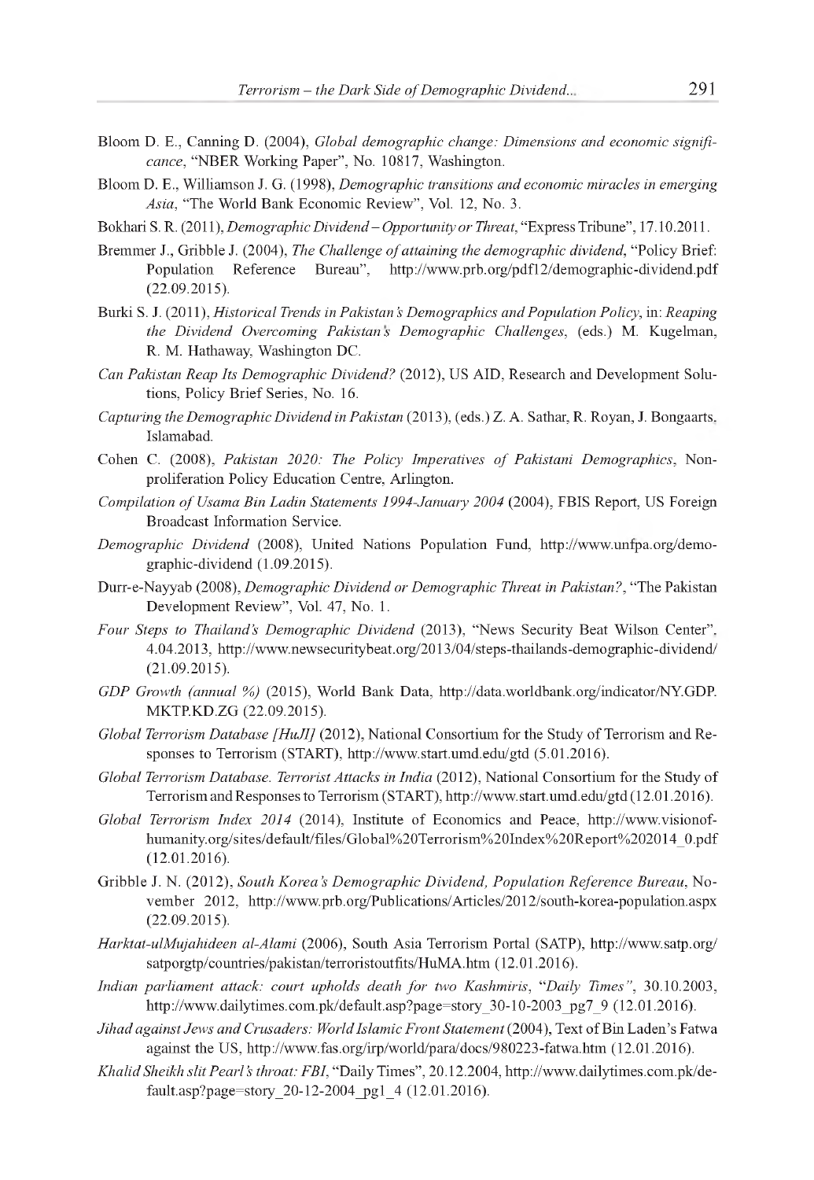Bloom D. E., Canning D. (2004), *Global demographic change: Dimensions and economic significance*, "NBER Working Paper", No. 10817, Washington.

Bloom D. E., Williamson J. G. (1998), *Demographic transitions and economic miracles in emerging Asia*, "The World Bank Economic Review", Vol. 12, No. 3.

Bokhari S. R. (2011), *Demographic Dividend – Opportunity or Threat*, "Express Tribune", 17.10.2011.

Bremmer J., Gribble J. (2004), *The Challenge of attaining the demographic dividend*, "Policy Brief: Population Reference Bureau", http://www.prb.org/pdf12/demographic-dividend.pdf (22.09.2015).

Burki S. J. (2011), *Historical Trends in Pakistan's Demographics and Population Policy*, in: *Reaping the Dividend Overcoming Pakistan's Demographic Challenges*, (eds.) M. Kugelman, R. M. Hathaway, Washington DC.

*Can Pakistan Reap Its Demographic Dividend?* (2012), US AID, Research and Development Solutions, Policy Brief Series, No. 16.

*Capturing the Demographic Dividend in Pakistan* (2013), (eds.) Z. A. Sathar, R. Royan, J. Bongaarts, Islamabad.

Cohen C. (2008), *Pakistan 2020: The Policy Imperatives of Pakistani Demographics*, Non-proliferation Policy Education Centre, Arlington.

*Compilation of Usama Bin Ladin Statements 1994-January 2004* (2004), FBIS Report, US Foreign Broadcast Information Service.

*Demographic Dividend* (2008), United Nations Population Fund, http://www.unfpa.org/demographic-dividend (1.09.2015).

Durr-e-Nayyab (2008), *Demographic Dividend or Demographic Threat in Pakistan?*, "The Pakistan Development Review", Vol. 47, No. 1.

*Four Steps to Thailand's Demographic Dividend* (2013), "News Security Beat Wilson Center", 4.04.2013, http://www.newsecuritybeat.org/2013/04/steps-thailands-demographic-dividend/ (21.09.2015).

*GDP Growth (annual %)* (2015), World Bank Data, http://data.worldbank.org/indicator/NY.GDP.MKTP.KD.ZG (22.09.2015).

*Global Terrorism Database [HuJI]* (2012), National Consortium for the Study of Terrorism and Responses to Terrorism (START), http://www.start.umd.edu/gtd (5.01.2016).

*Global Terrorism Database. Terrorist Attacks in India* (2012), National Consortium for the Study of Terrorism and Responses to Terrorism (START), http://www.start.umd.edu/gtd (12.01.2016).

*Global Terrorism Index 2014* (2014), Institute of Economics and Peace, http://www.visionofhumanity.org/sites/default/files/Global%20Terrorism%20Index%20Report%202014_0.pdf (12.01.2016).

Gribble J. N. (2012), *South Korea's Demographic Dividend, Population Reference Bureau*, November 2012, http://www.prb.org/Publications/Articles/2012/south-korea-population.aspx (22.09.2015).

*Harktat-ulMujahideen al-Alami* (2006), South Asia Terrorism Portal (SATP), http://www.satp.org/satporgtp/countries/pakistan/terroristoutfits/HuMA.htm (12.01.2016).

*Indian parliament attack: court upholds death for two Kashmiris*, *"Daily Times"*, 30.10.2003, http://www.dailytimes.com.pk/default.asp?page=story_30-10-2003_pg7_9 (12.01.2016).

*Jihad against Jews and Crusaders: World Islamic Front Statement* (2004), Text of Bin Laden's Fatwa against the US, http://www.fas.org/irp/world/para/docs/980223-fatwa.htm (12.01.2016).

*Khalid Sheikh slit Pearl's throat: FBI*, "Daily Times", 20.12.2004, http://www.dailytimes.com.pk/default.asp?page=story_20-12-2004_pg1_4 (12.01.2016).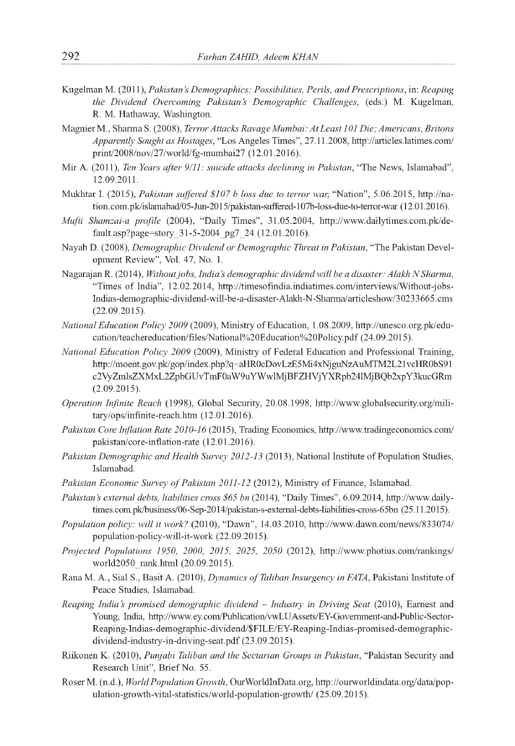Kugelman M. (2011), *Pakistan's Demographics: Possibilities, Perils, and Prescriptions*, in: *Reaping the Dividend Overcoming Pakistan's Demographic Challenges*, (eds.) M. Kugelman, R. M. Hathaway, Washington.

Magnier M., Sharma S. (2008), *Terror Attacks Ravage Mumbai: At Least 101 Die; Americans, Britons Apparently Sought as Hostages*, "Los Angeles Times", 27.11.2008, http://articles.latimes.com/print/2008/nov/27/world/fg-mumbai27 (12.01.2016).

Mir A. (2011), *Ten Years after 9/11: suicide attacks declining in Pakistan*, "The News, Islamabad", 12.09.2011.

Mukhtar I. (2015), *Pakistan suffered $107 b loss due to terror war*, "Nation", 5.06.2015, http://nation.com.pk/islamabad/05-Jun-2015/pakistan-suffered-107b-loss-due-to-terror-war (12.01.2016).

*Mufti Shamzai-a profile* (2004), "Daily Times", 31.05.2004, http://www.dailytimes.com.pk/default.asp?page=story_31-5-2004_pg7_24 (12.01.2016).

Nayab D. (2008), *Demographic Dividend or Demographic Threat in Pakistan*, "The Pakistan Development Review", Vol. 47, No. 1.

Nagarajan R. (2014), *Without jobs, India's demographic dividend will be a disaster: Alakh N Sharma*, "Times of India", 12.02.2014, http://timesofindia.indiatimes.com/interviews/Without-jobs-Indias-demographic-dividend-will-be-a-disaster-Alakh-N-Sharma/articleshow/30233665.cms (22.09.2015).

*National Education Policy 2009* (2009), Ministry of Education, 1.08.2009, http://unesco.org.pk/education/teachereducation/files/National%20Education%20Policy.pdf (24.09.2015).

*National Education Policy 2009* (2009), Ministry of Federal Education and Professional Training, http://moent.gov.pk/gop/index.php?q=aHR0cDovLzE5Mi4xNjguNzAuMTM2L21vcHR0bS91c2VyZmlsZXMxL2ZpbGUvTmF0aW9uYWwlMjBFZHVjYXRpb24lMjBQb2xpY3kucGRm (2.09.2015).

*Operation Infinite Reach* (1998), Global Security, 20.08.1998, http://www.globalsecurity.org/military/ops/infinite-reach.htm (12.01.2016).

*Pakistan Core Inflation Rate 2010-16* (2015), Trading Economics, http://www.tradingeconomics.com/pakistan/core-inflation-rate (12.01.2016).

*Pakistan Demographic and Health Survey 2012-13* (2013), National Institute of Population Studies, Islamabad.

*Pakistan Economic Survey of Pakistan 2011-12* (2012), Ministry of Finance, Islamabad.

*Pakistan's external debts, liabilities cross $65 bn* (2014), "Daily Times", 6.09.2014, http://www.dailytimes.com.pk/business/06-Sep-2014/pakistan-s-external-debts-liabilities-cross-65bn (25.11.2015).

*Population policy: will it work?* (2010), "Dawn", 14.03.2010, http://www.dawn.com/news/833074/population-policy-will-it-work (22.09.2015).

*Projected Populations 1950, 2000, 2015, 2025, 2050* (2012), http://www.photius.com/rankings/world2050_rank.html (20.09.2015).

Rana M. A., Sial S., Basit A. (2010), *Dynamics of Taliban Insurgency in FATA*, Pakistani Institute of Peace Studies, Islamabad.

*Reaping India's promised demographic dividend – Industry in Driving Seat* (2010), Earnest and Young, India, http://www.ey.com/Publication/vwLUAssets/EY-Government-and-Public-Sector-Reaping-Indias-demographic-dividend/$FILE/EY-Reaping-Indias-promised-demographic-dividend-industry-in-driving-seat.pdf (23.09.2015).

Riikonen K. (2010), *Punjabi Taliban and the Sectarian Groups in Pakistan*, "Pakistan Security and Research Unit", Brief No. 55.

Roser M. (n.d.), *World Population Growth*, OurWorldInData.org, http://ourworldindata.org/data/population-growth-vital-statistics/world-population-growth/ (25.09.2015).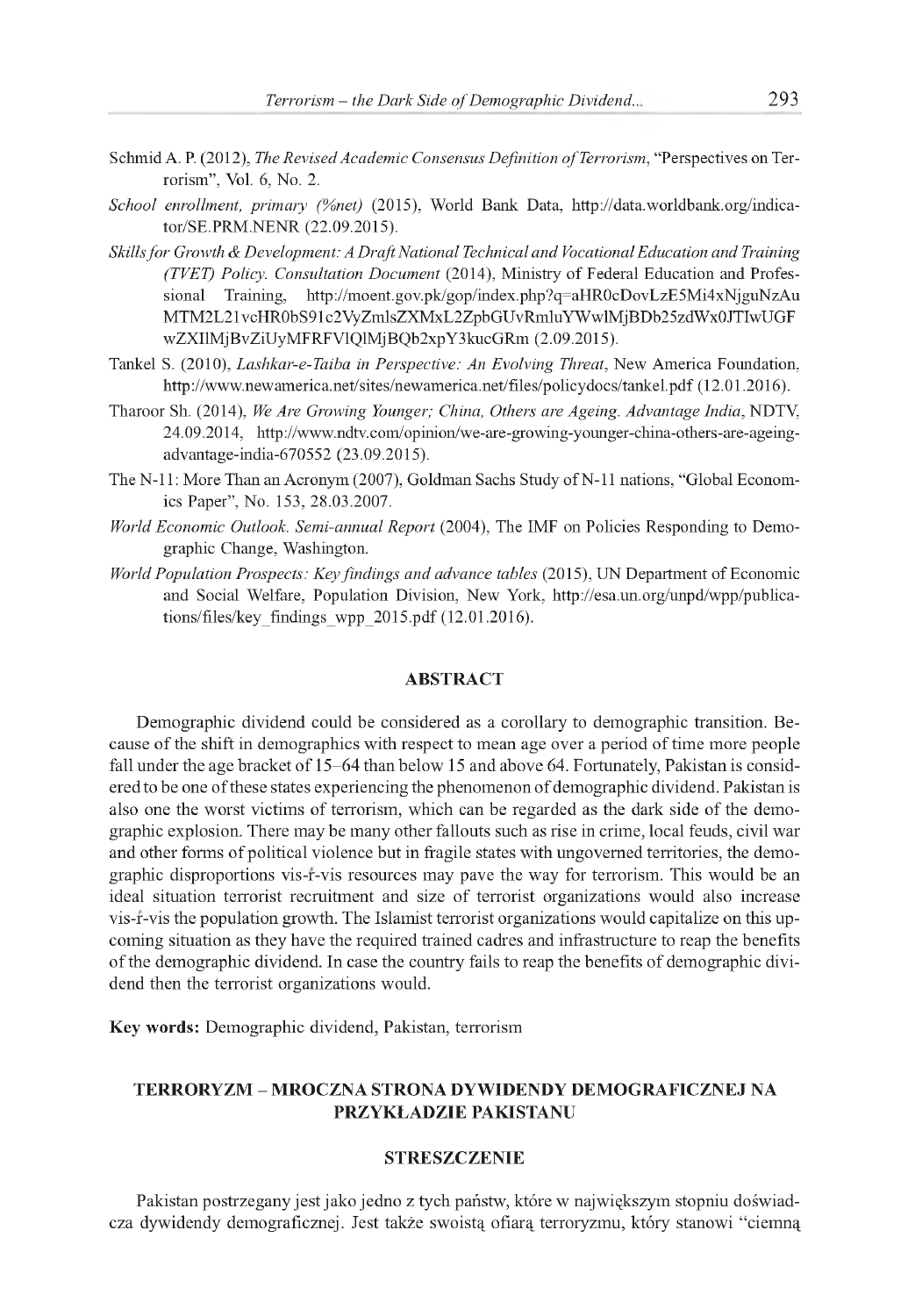Schmid A. P. (2012), *The Revised Academic Consensus Definition of Terrorism*, "Perspectives on Terrorism", Vol. 6, No. 2.

*School enrollment, primary (%net)* (2015), World Bank Data, http://data.worldbank.org/indicator/SE.PRM.NENR (22.09.2015).

*Skills for Growth & Development: A Draft National Technical and Vocational Education and Training (TVET) Policy. Consultation Document* (2014), Ministry of Federal Education and Professional Training, http://moent.gov.pk/gop/index.php?q=aHR0cDovLzE5Mi4xNjguNzAuMTM2L21vcHR0bS91c2VyZmlsZXMxL2ZpbGUvRmluYWwlMjBDb25zdWx0JTIwUGFwZXIlMjBvZiUyMFRFVlQlMjBQb2xpY3kucGRm (2.09.2015).

Tankel S. (2010), *Lashkar-e-Taiba in Perspective: An Evolving Threat*, New America Foundation, http://www.newamerica.net/sites/newamerica.net/files/policydocs/tankel.pdf (12.01.2016).

Tharoor Sh. (2014), *We Are Growing Younger; China, Others are Ageing. Advantage India*, NDTV, 24.09.2014, http://www.ndtv.com/opinion/we-are-growing-younger-china-others-are-ageing-advantage-india-670552 (23.09.2015).

The N-11: More Than an Acronym (2007), Goldman Sachs Study of N-11 nations, "Global Economics Paper", No. 153, 28.03.2007.

*World Economic Outlook. Semi-annual Report* (2004), The IMF on Policies Responding to Demographic Change, Washington.

*World Population Prospects: Key findings and advance tables* (2015), UN Department of Economic and Social Welfare, Population Division, New York, http://esa.un.org/unpd/wpp/publications/files/key_findings_wpp_2015.pdf (12.01.2016).

## ABSTRACT

Demographic dividend could be considered as a corollary to demographic transition. Because of the shift in demographics with respect to mean age over a period of time more people fall under the age bracket of 15–64 than below 15 and above 64. Fortunately, Pakistan is considered to be one of these states experiencing the phenomenon of demographic dividend. Pakistan is also one the worst victims of terrorism, which can be regarded as the dark side of the demographic explosion. There may be many other fallouts such as rise in crime, local feuds, civil war and other forms of political violence but in fragile states with ungoverned territories, the demographic disproportions vis-ŕ-vis resources may pave the way for terrorism. This would be an ideal situation terrorist recruitment and size of terrorist organizations would also increase vis-ŕ-vis the population growth. The Islamist terrorist organizations would capitalize on this upcoming situation as they have the required trained cadres and infrastructure to reap the benefits of the demographic dividend. In case the country fails to reap the benefits of demographic dividend then the terrorist organizations would.

**Key words:** Demographic dividend, Pakistan, terrorism

## TERRORYZM – MROCZNA STRONA DYWIDENDY DEMOGRAFICZNEJ NA PRZYKŁADZIE PAKISTANU

## STRESZCZENIE

Pakistan postrzegany jest jako jedno z tych państw, które w największym stopniu doświadcza dywidendy demograficznej. Jest także swoistą ofiarą terroryzmu, który stanowi "ciemną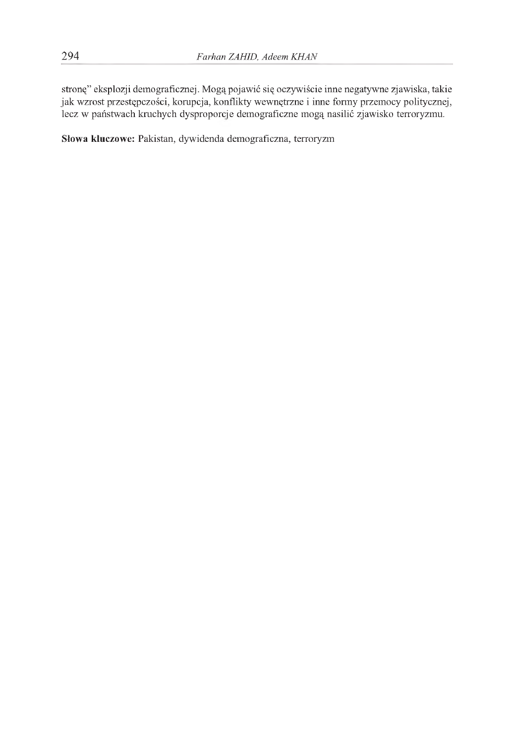stronę" eksplozji demograficznej. Mogą pojawić się oczywiście inne negatywne zjawiska, takie jak wzrost przestępczości, korupcja, konflikty wewnętrzne i inne formy przemocy politycznej, lecz w państwach kruchych dysproporcje demograficzne mogą nasilić zjawisko terroryzmu.

**Słowa kluczowe:** Pakistan, dywidenda demograficzna, terroryzm